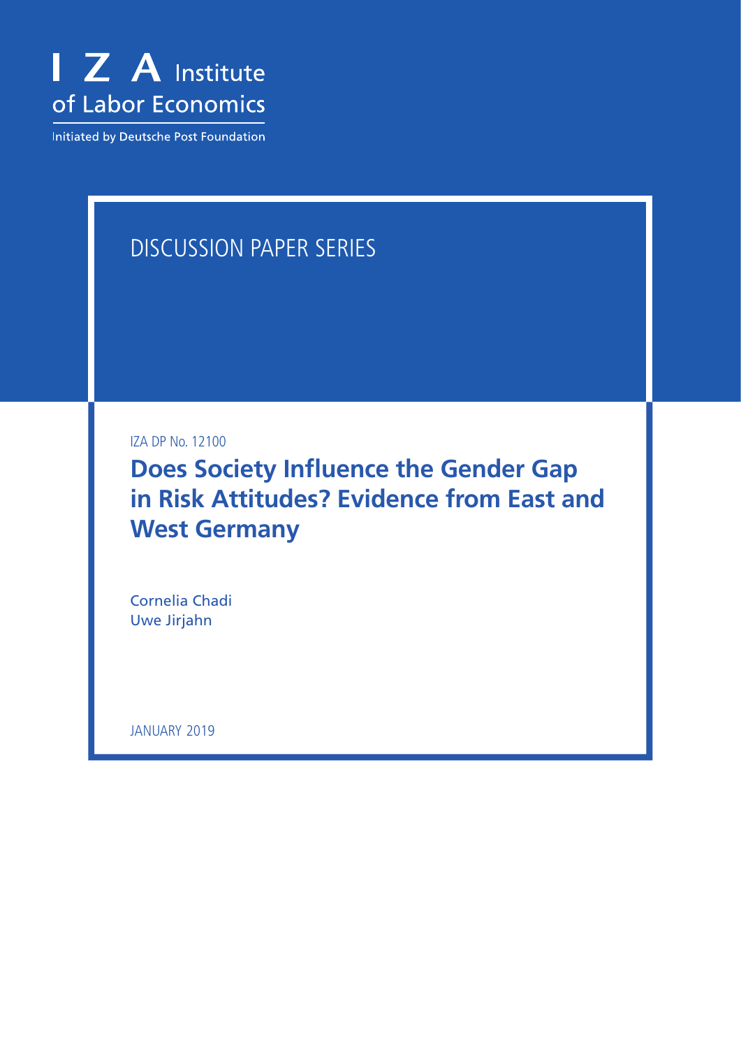I Z A Institute of Labor Economics

Initiated by Deutsche Post Foundation

DISCUSSION PAPER SERIES

IZA DP No. 12100

# Does Society Influence the Gender Gap in Risk Attitudes? Evidence from East and West Germany

Cornelia Chadi
Uwe Jirjahn

JANUARY 2019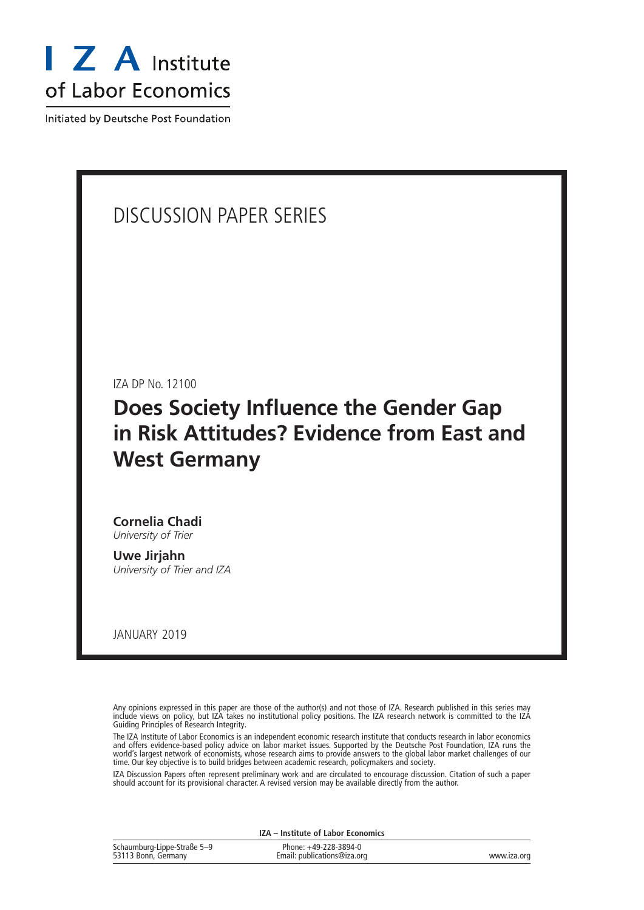# I Z A Institute of Labor Economics

Initiated by Deutsche Post Foundation

## DISCUSSION PAPER SERIES

IZA DP No. 12100

# Does Society Influence the Gender Gap in Risk Attitudes? Evidence from East and West Germany

**Cornelia Chadi**
*University of Trier*

**Uwe Jirjahn**
*University of Trier and IZA*

JANUARY 2019

Any opinions expressed in this paper are those of the author(s) and not those of IZA. Research published in this series may include views on policy, but IZA takes no institutional policy positions. The IZA research network is committed to the IZA Guiding Principles of Research Integrity.

The IZA Institute of Labor Economics is an independent economic research institute that conducts research in labor economics and offers evidence-based policy advice on labor market issues. Supported by the Deutsche Post Foundation, IZA runs the world's largest network of economists, whose research aims to provide answers to the global labor market challenges of our time. Our key objective is to build bridges between academic research, policymakers and society.

IZA Discussion Papers often represent preliminary work and are circulated to encourage discussion. Citation of such a paper should account for its provisional character. A revised version may be available directly from the author.

**IZA – Institute of Labor Economics**

| | | |
|---|---|---|
| Schaumburg-Lippe-Straße 5–9<br>53113 Bonn, Germany | Phone: +49-228-3894-0<br>Email: publications@iza.org | www.iza.org |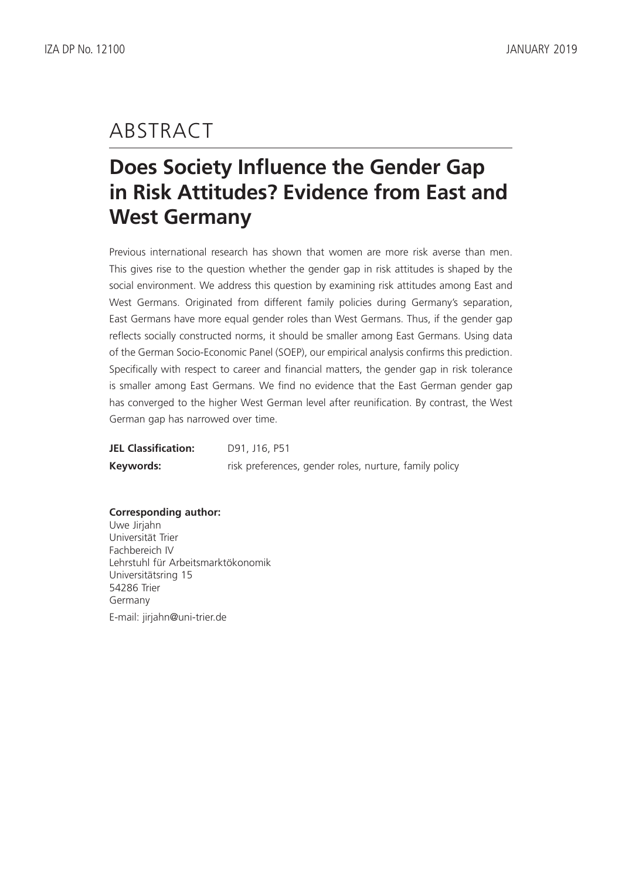# ABSTRACT

## Does Society Influence the Gender Gap in Risk Attitudes? Evidence from East and West Germany

Previous international research has shown that women are more risk averse than men. This gives rise to the question whether the gender gap in risk attitudes is shaped by the social environment. We address this question by examining risk attitudes among East and West Germans. Originated from different family policies during Germany's separation, East Germans have more equal gender roles than West Germans. Thus, if the gender gap reflects socially constructed norms, it should be smaller among East Germans. Using data of the German Socio-Economic Panel (SOEP), our empirical analysis confirms this prediction. Specifically with respect to career and financial matters, the gender gap in risk tolerance is smaller among East Germans. We find no evidence that the East German gender gap has converged to the higher West German level after reunification. By contrast, the West German gap has narrowed over time.

**JEL Classification:** D91, J16, P51

**Keywords:** risk preferences, gender roles, nurture, family policy

**Corresponding author:**
Uwe Jirjahn
Universität Trier
Fachbereich IV
Lehrstuhl für Arbeitsmarktökonomik
Universitätsring 15
54286 Trier
Germany

E-mail: jirjahn@uni-trier.de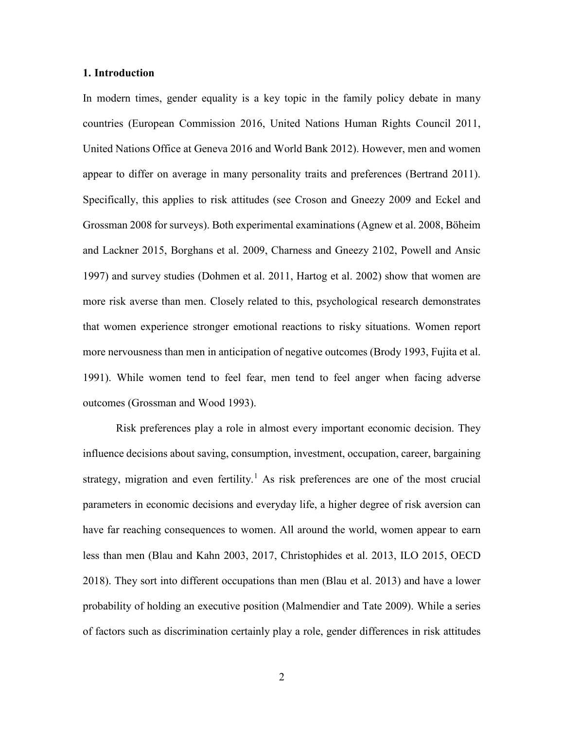## 1. Introduction

In modern times, gender equality is a key topic in the family policy debate in many countries (European Commission 2016, United Nations Human Rights Council 2011, United Nations Office at Geneva 2016 and World Bank 2012). However, men and women appear to differ on average in many personality traits and preferences (Bertrand 2011). Specifically, this applies to risk attitudes (see Croson and Gneezy 2009 and Eckel and Grossman 2008 for surveys). Both experimental examinations (Agnew et al. 2008, Böheim and Lackner 2015, Borghans et al. 2009, Charness and Gneezy 2102, Powell and Ansic 1997) and survey studies (Dohmen et al. 2011, Hartog et al. 2002) show that women are more risk averse than men. Closely related to this, psychological research demonstrates that women experience stronger emotional reactions to risky situations. Women report more nervousness than men in anticipation of negative outcomes (Brody 1993, Fujita et al. 1991). While women tend to feel fear, men tend to feel anger when facing adverse outcomes (Grossman and Wood 1993).

Risk preferences play a role in almost every important economic decision. They influence decisions about saving, consumption, investment, occupation, career, bargaining strategy, migration and even fertility.[1] As risk preferences are one of the most crucial parameters in economic decisions and everyday life, a higher degree of risk aversion can have far reaching consequences to women. All around the world, women appear to earn less than men (Blau and Kahn 2003, 2017, Christophides et al. 2013, ILO 2015, OECD 2018). They sort into different occupations than men (Blau et al. 2013) and have a lower probability of holding an executive position (Malmendier and Tate 2009). While a series of factors such as discrimination certainly play a role, gender differences in risk attitudes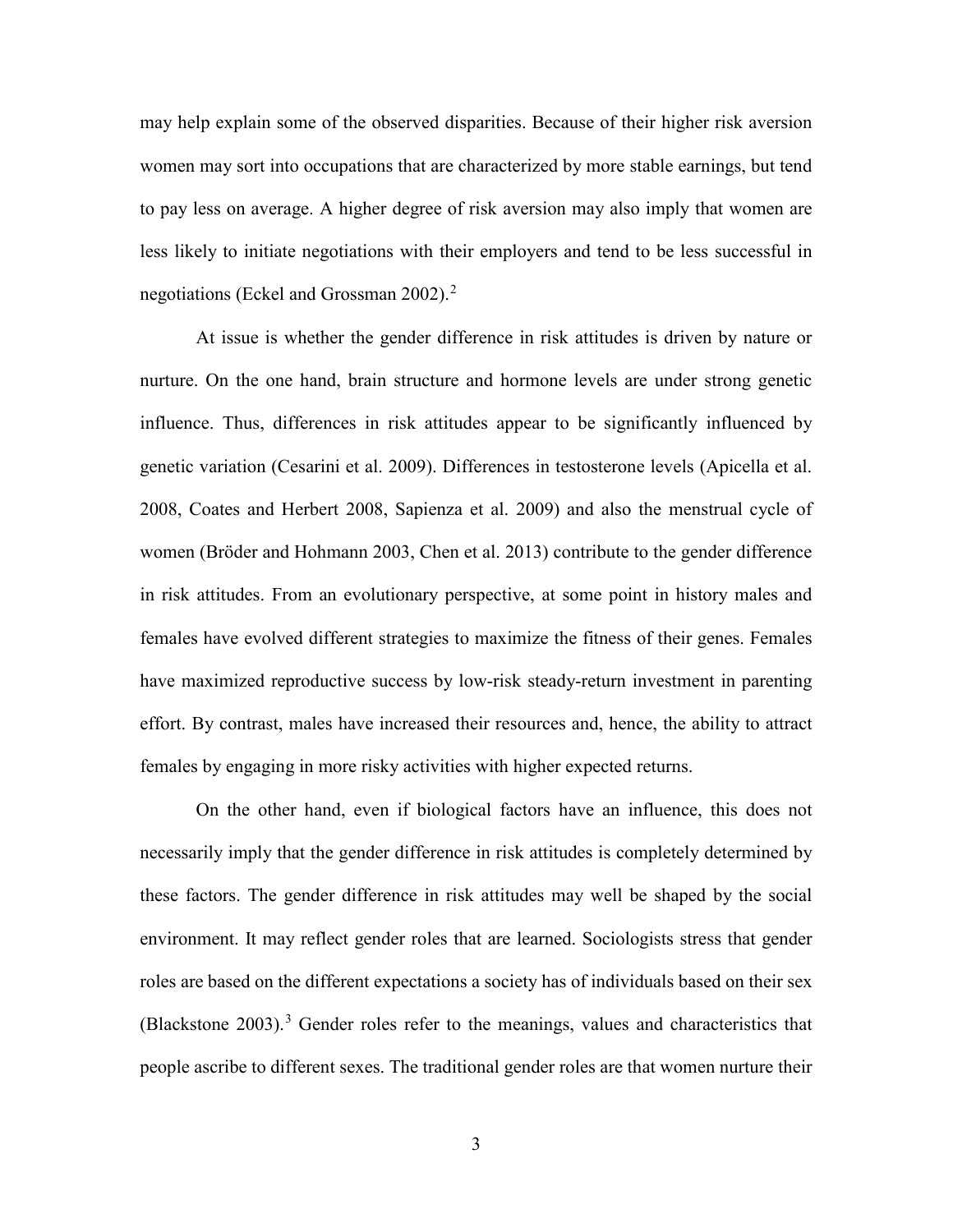may help explain some of the observed disparities. Because of their higher risk aversion women may sort into occupations that are characterized by more stable earnings, but tend to pay less on average. A higher degree of risk aversion may also imply that women are less likely to initiate negotiations with their employers and tend to be less successful in negotiations (Eckel and Grossman 2002).[2]

At issue is whether the gender difference in risk attitudes is driven by nature or nurture. On the one hand, brain structure and hormone levels are under strong genetic influence. Thus, differences in risk attitudes appear to be significantly influenced by genetic variation (Cesarini et al. 2009). Differences in testosterone levels (Apicella et al. 2008, Coates and Herbert 2008, Sapienza et al. 2009) and also the menstrual cycle of women (Bröder and Hohmann 2003, Chen et al. 2013) contribute to the gender difference in risk attitudes. From an evolutionary perspective, at some point in history males and females have evolved different strategies to maximize the fitness of their genes. Females have maximized reproductive success by low-risk steady-return investment in parenting effort. By contrast, males have increased their resources and, hence, the ability to attract females by engaging in more risky activities with higher expected returns.

On the other hand, even if biological factors have an influence, this does not necessarily imply that the gender difference in risk attitudes is completely determined by these factors. The gender difference in risk attitudes may well be shaped by the social environment. It may reflect gender roles that are learned. Sociologists stress that gender roles are based on the different expectations a society has of individuals based on their sex (Blackstone 2003).[3] Gender roles refer to the meanings, values and characteristics that people ascribe to different sexes. The traditional gender roles are that women nurture their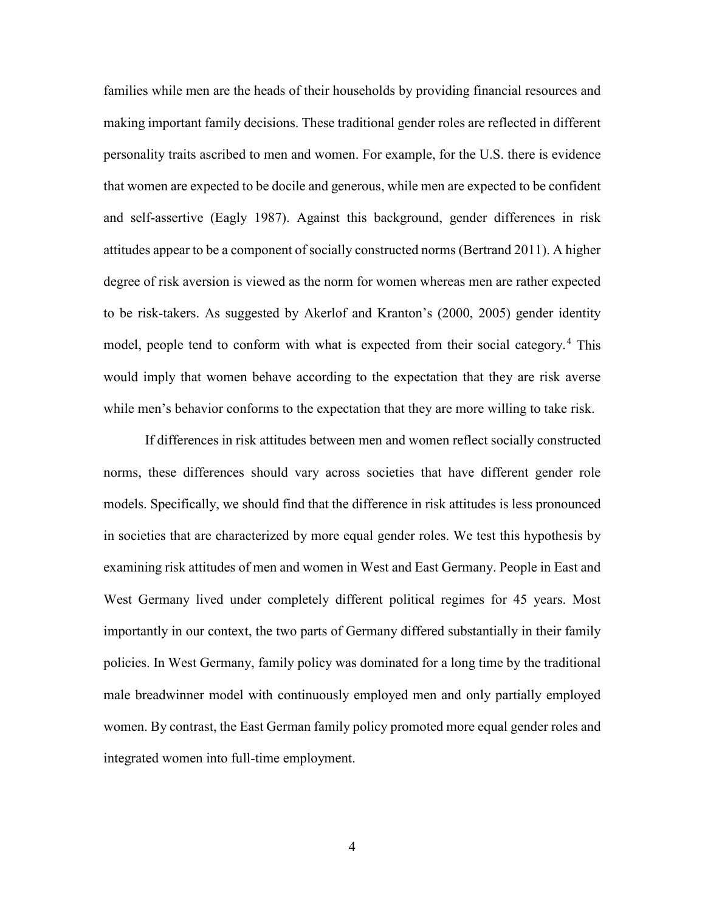families while men are the heads of their households by providing financial resources and making important family decisions. These traditional gender roles are reflected in different personality traits ascribed to men and women. For example, for the U.S. there is evidence that women are expected to be docile and generous, while men are expected to be confident and self-assertive (Eagly 1987). Against this background, gender differences in risk attitudes appear to be a component of socially constructed norms (Bertrand 2011). A higher degree of risk aversion is viewed as the norm for women whereas men are rather expected to be risk-takers. As suggested by Akerlof and Kranton's (2000, 2005) gender identity model, people tend to conform with what is expected from their social category.[4] This would imply that women behave according to the expectation that they are risk averse while men's behavior conforms to the expectation that they are more willing to take risk.

If differences in risk attitudes between men and women reflect socially constructed norms, these differences should vary across societies that have different gender role models. Specifically, we should find that the difference in risk attitudes is less pronounced in societies that are characterized by more equal gender roles. We test this hypothesis by examining risk attitudes of men and women in West and East Germany. People in East and West Germany lived under completely different political regimes for 45 years. Most importantly in our context, the two parts of Germany differed substantially in their family policies. In West Germany, family policy was dominated for a long time by the traditional male breadwinner model with continuously employed men and only partially employed women. By contrast, the East German family policy promoted more equal gender roles and integrated women into full-time employment.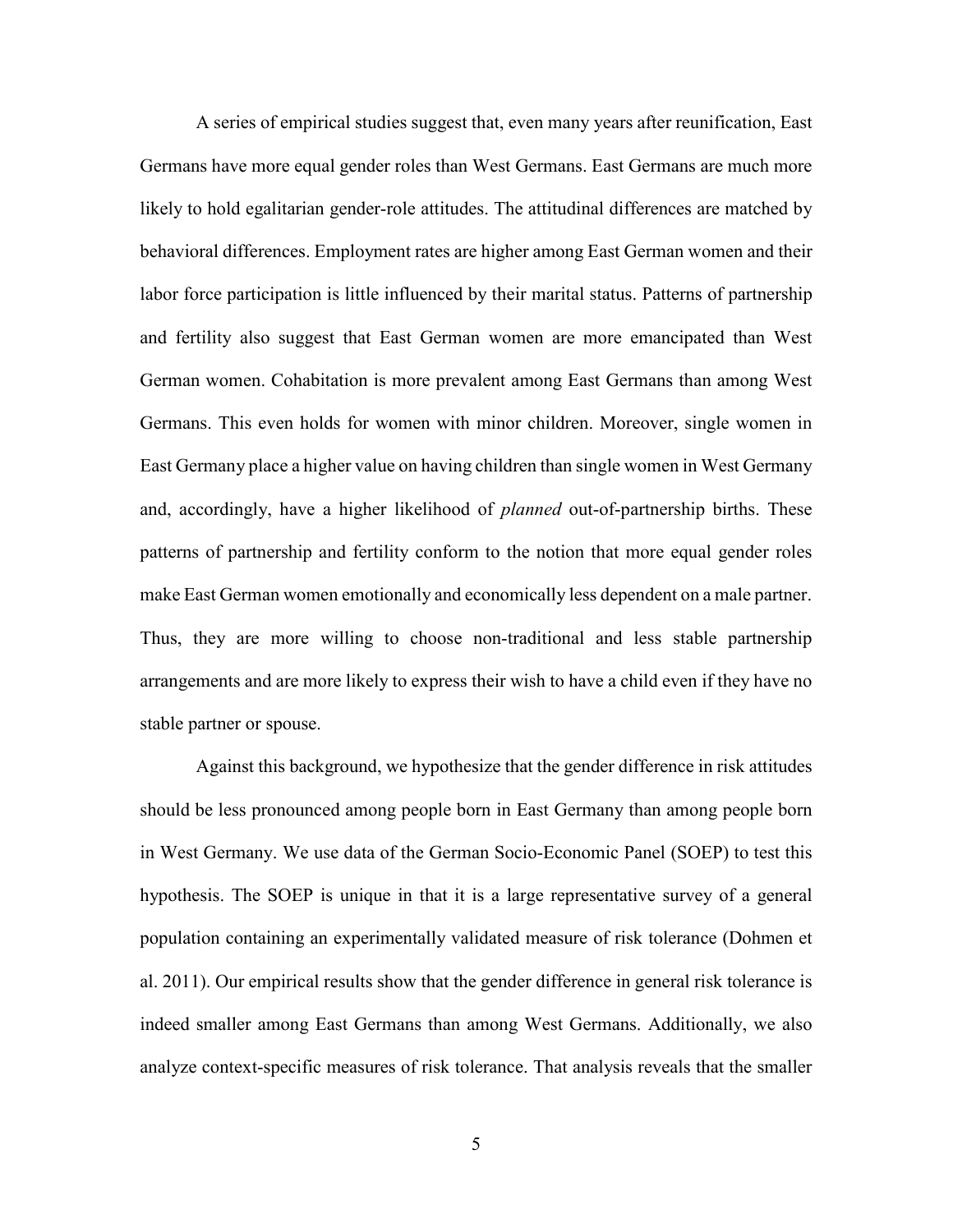A series of empirical studies suggest that, even many years after reunification, East Germans have more equal gender roles than West Germans. East Germans are much more likely to hold egalitarian gender-role attitudes. The attitudinal differences are matched by behavioral differences. Employment rates are higher among East German women and their labor force participation is little influenced by their marital status. Patterns of partnership and fertility also suggest that East German women are more emancipated than West German women. Cohabitation is more prevalent among East Germans than among West Germans. This even holds for women with minor children. Moreover, single women in East Germany place a higher value on having children than single women in West Germany and, accordingly, have a higher likelihood of *planned* out-of-partnership births. These patterns of partnership and fertility conform to the notion that more equal gender roles make East German women emotionally and economically less dependent on a male partner. Thus, they are more willing to choose non-traditional and less stable partnership arrangements and are more likely to express their wish to have a child even if they have no stable partner or spouse.

Against this background, we hypothesize that the gender difference in risk attitudes should be less pronounced among people born in East Germany than among people born in West Germany. We use data of the German Socio-Economic Panel (SOEP) to test this hypothesis. The SOEP is unique in that it is a large representative survey of a general population containing an experimentally validated measure of risk tolerance (Dohmen et al. 2011). Our empirical results show that the gender difference in general risk tolerance is indeed smaller among East Germans than among West Germans. Additionally, we also analyze context-specific measures of risk tolerance. That analysis reveals that the smaller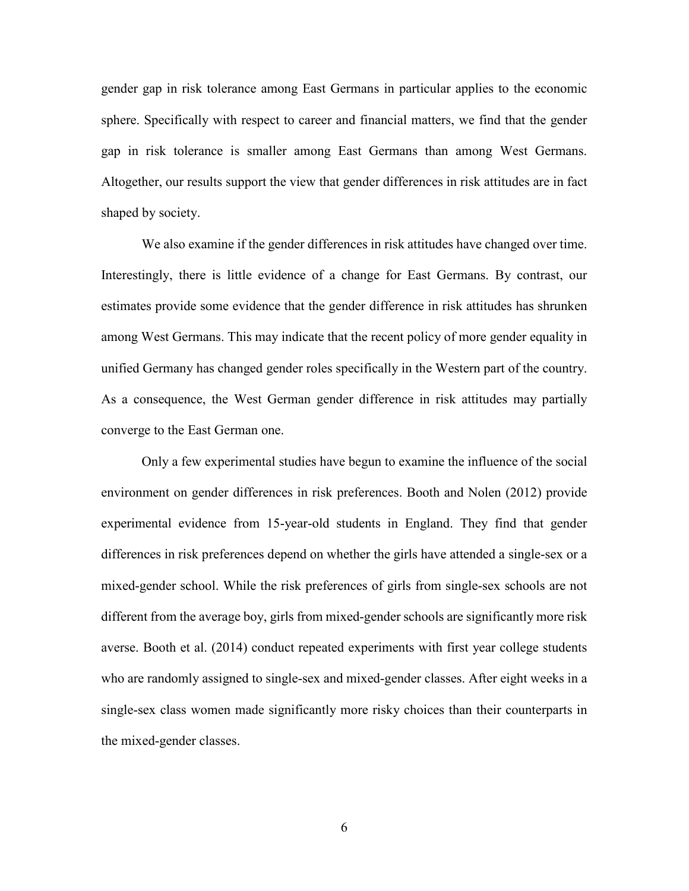gender gap in risk tolerance among East Germans in particular applies to the economic sphere. Specifically with respect to career and financial matters, we find that the gender gap in risk tolerance is smaller among East Germans than among West Germans. Altogether, our results support the view that gender differences in risk attitudes are in fact shaped by society.

We also examine if the gender differences in risk attitudes have changed over time. Interestingly, there is little evidence of a change for East Germans. By contrast, our estimates provide some evidence that the gender difference in risk attitudes has shrunken among West Germans. This may indicate that the recent policy of more gender equality in unified Germany has changed gender roles specifically in the Western part of the country. As a consequence, the West German gender difference in risk attitudes may partially converge to the East German one.

Only a few experimental studies have begun to examine the influence of the social environment on gender differences in risk preferences. Booth and Nolen (2012) provide experimental evidence from 15-year-old students in England. They find that gender differences in risk preferences depend on whether the girls have attended a single-sex or a mixed-gender school. While the risk preferences of girls from single-sex schools are not different from the average boy, girls from mixed-gender schools are significantly more risk averse. Booth et al. (2014) conduct repeated experiments with first year college students who are randomly assigned to single-sex and mixed-gender classes. After eight weeks in a single-sex class women made significantly more risky choices than their counterparts in the mixed-gender classes.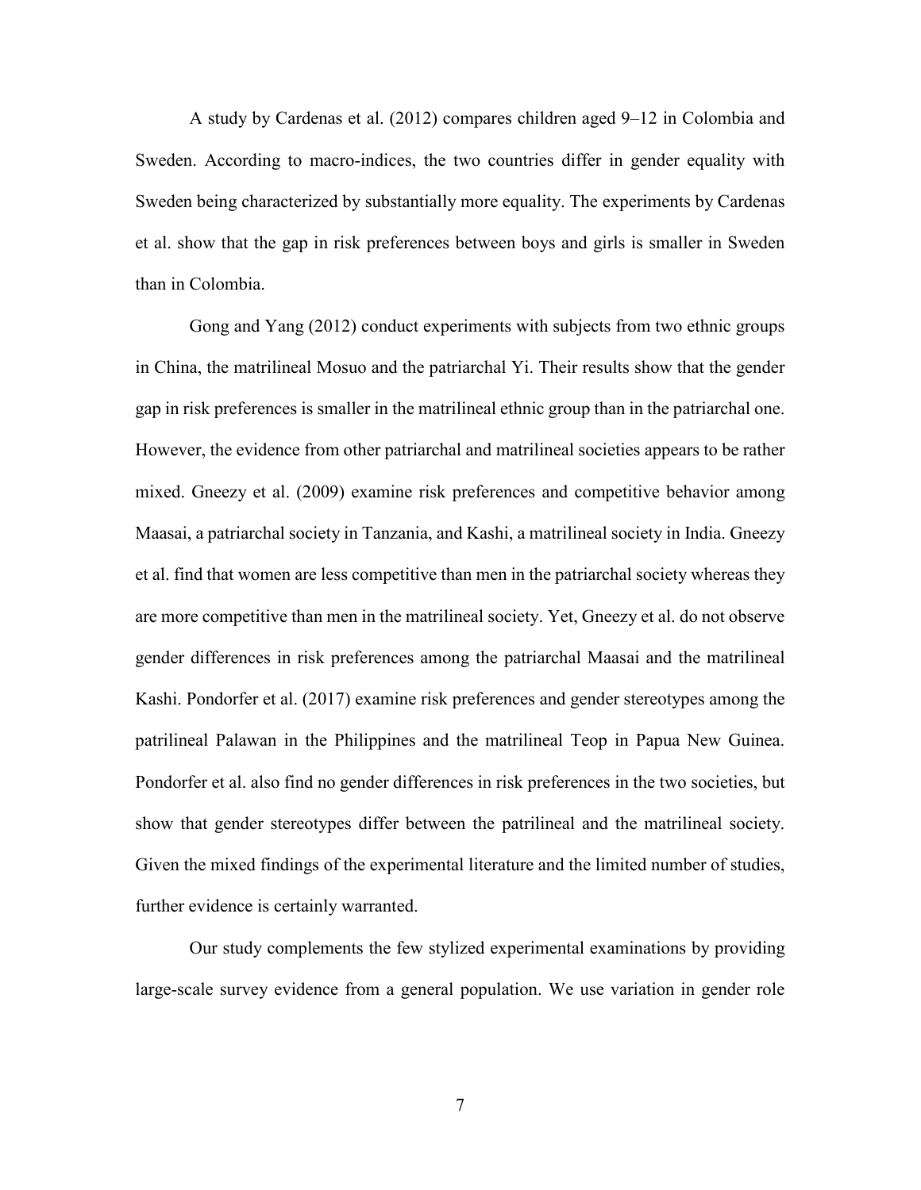A study by Cardenas et al. (2012) compares children aged 9–12 in Colombia and Sweden. According to macro-indices, the two countries differ in gender equality with Sweden being characterized by substantially more equality. The experiments by Cardenas et al. show that the gap in risk preferences between boys and girls is smaller in Sweden than in Colombia.

Gong and Yang (2012) conduct experiments with subjects from two ethnic groups in China, the matrilineal Mosuo and the patriarchal Yi. Their results show that the gender gap in risk preferences is smaller in the matrilineal ethnic group than in the patriarchal one. However, the evidence from other patriarchal and matrilineal societies appears to be rather mixed. Gneezy et al. (2009) examine risk preferences and competitive behavior among Maasai, a patriarchal society in Tanzania, and Kashi, a matrilineal society in India. Gneezy et al. find that women are less competitive than men in the patriarchal society whereas they are more competitive than men in the matrilineal society. Yet, Gneezy et al. do not observe gender differences in risk preferences among the patriarchal Maasai and the matrilineal Kashi. Pondorfer et al. (2017) examine risk preferences and gender stereotypes among the patrilineal Palawan in the Philippines and the matrilineal Teop in Papua New Guinea. Pondorfer et al. also find no gender differences in risk preferences in the two societies, but show that gender stereotypes differ between the patrilineal and the matrilineal society. Given the mixed findings of the experimental literature and the limited number of studies, further evidence is certainly warranted.

Our study complements the few stylized experimental examinations by providing large-scale survey evidence from a general population. We use variation in gender role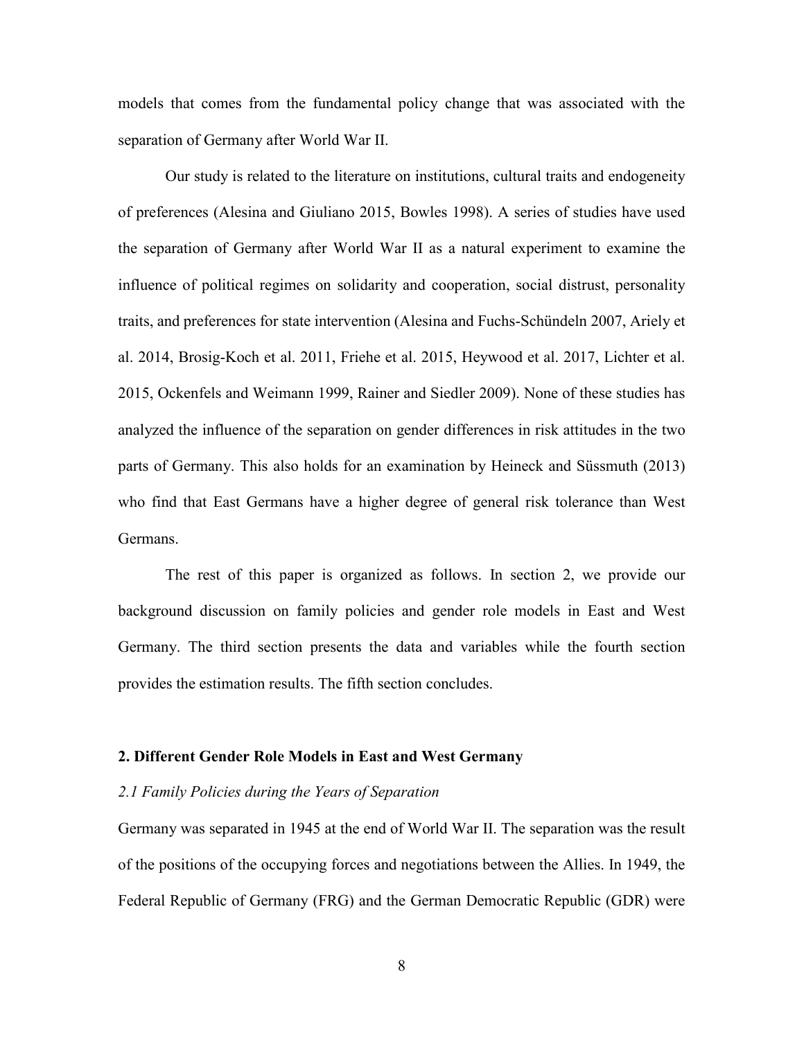models that comes from the fundamental policy change that was associated with the separation of Germany after World War II.

Our study is related to the literature on institutions, cultural traits and endogeneity of preferences (Alesina and Giuliano 2015, Bowles 1998). A series of studies have used the separation of Germany after World War II as a natural experiment to examine the influence of political regimes on solidarity and cooperation, social distrust, personality traits, and preferences for state intervention (Alesina and Fuchs-Schündeln 2007, Ariely et al. 2014, Brosig-Koch et al. 2011, Friehe et al. 2015, Heywood et al. 2017, Lichter et al. 2015, Ockenfels and Weimann 1999, Rainer and Siedler 2009). None of these studies has analyzed the influence of the separation on gender differences in risk attitudes in the two parts of Germany. This also holds for an examination by Heineck and Süssmuth (2013) who find that East Germans have a higher degree of general risk tolerance than West Germans.

The rest of this paper is organized as follows. In section 2, we provide our background discussion on family policies and gender role models in East and West Germany. The third section presents the data and variables while the fourth section provides the estimation results. The fifth section concludes.

## 2. Different Gender Role Models in East and West Germany

### *2.1 Family Policies during the Years of Separation*

Germany was separated in 1945 at the end of World War II. The separation was the result of the positions of the occupying forces and negotiations between the Allies. In 1949, the Federal Republic of Germany (FRG) and the German Democratic Republic (GDR) were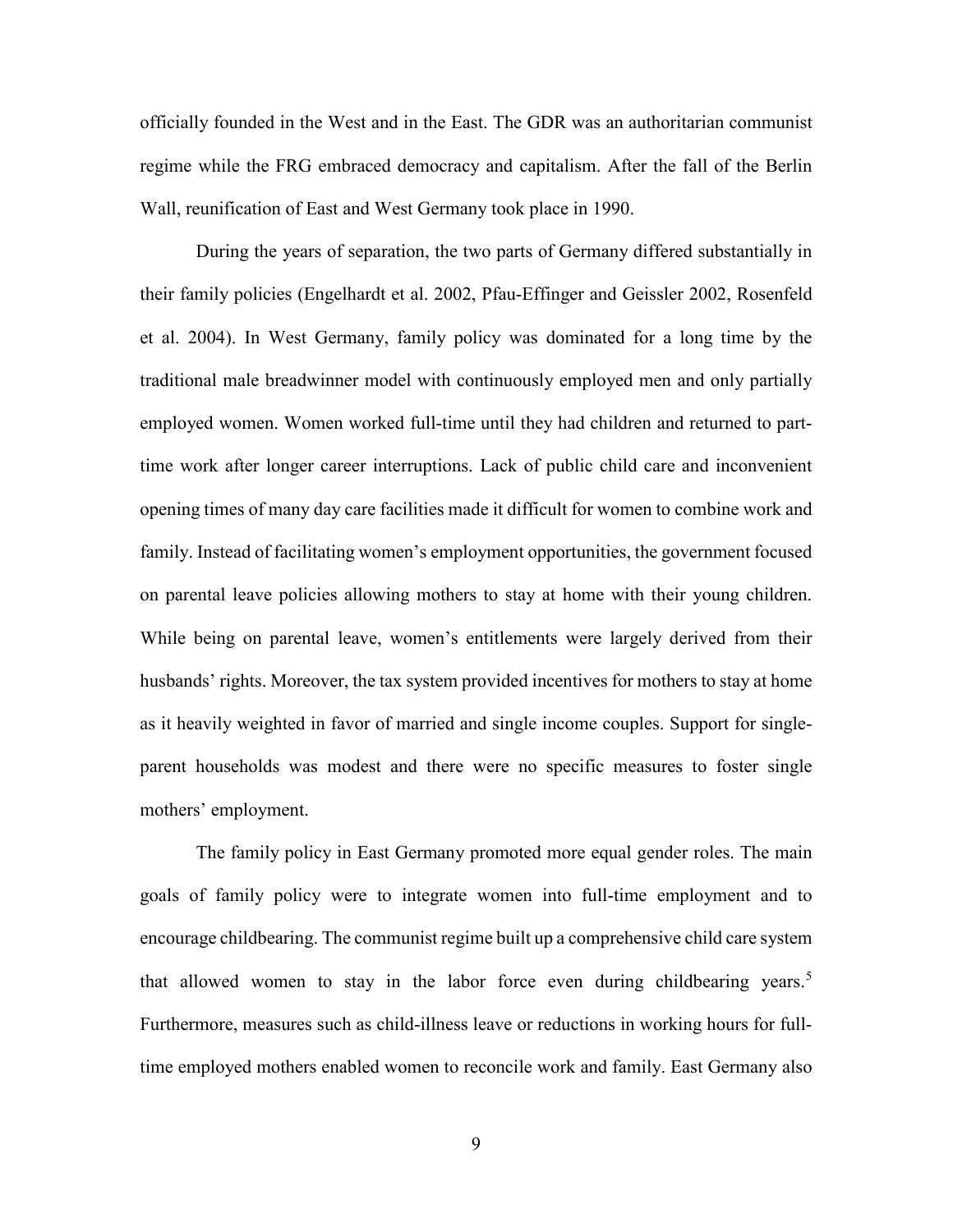officially founded in the West and in the East. The GDR was an authoritarian communist regime while the FRG embraced democracy and capitalism. After the fall of the Berlin Wall, reunification of East and West Germany took place in 1990.

During the years of separation, the two parts of Germany differed substantially in their family policies (Engelhardt et al. 2002, Pfau-Effinger and Geissler 2002, Rosenfeld et al. 2004). In West Germany, family policy was dominated for a long time by the traditional male breadwinner model with continuously employed men and only partially employed women. Women worked full-time until they had children and returned to part-time work after longer career interruptions. Lack of public child care and inconvenient opening times of many day care facilities made it difficult for women to combine work and family. Instead of facilitating women's employment opportunities, the government focused on parental leave policies allowing mothers to stay at home with their young children. While being on parental leave, women's entitlements were largely derived from their husbands' rights. Moreover, the tax system provided incentives for mothers to stay at home as it heavily weighted in favor of married and single income couples. Support for single-parent households was modest and there were no specific measures to foster single mothers' employment.

The family policy in East Germany promoted more equal gender roles. The main goals of family policy were to integrate women into full-time employment and to encourage childbearing. The communist regime built up a comprehensive child care system that allowed women to stay in the labor force even during childbearing years.[5] Furthermore, measures such as child-illness leave or reductions in working hours for full-time employed mothers enabled women to reconcile work and family. East Germany also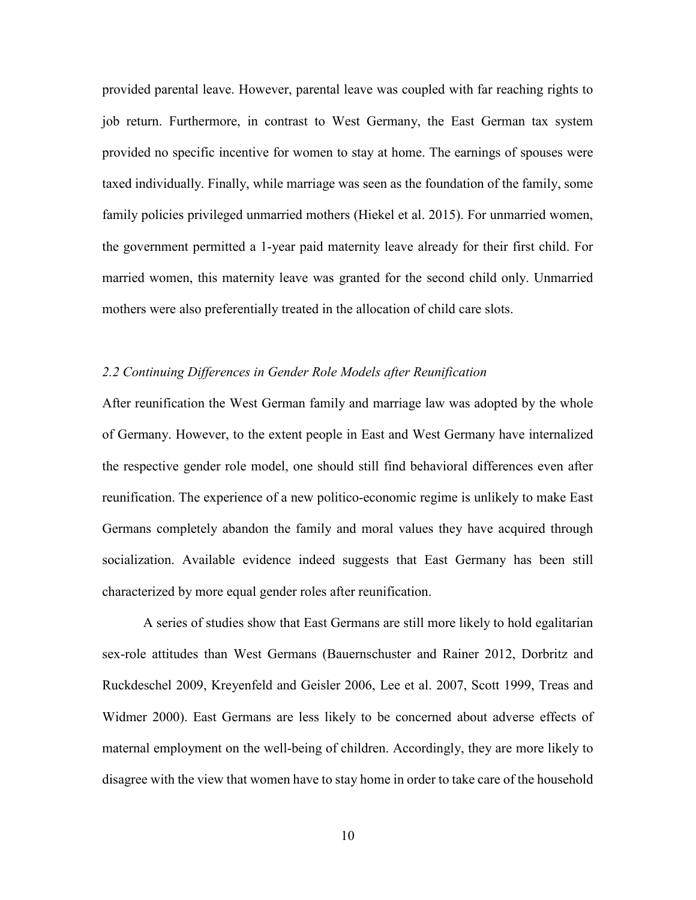provided parental leave. However, parental leave was coupled with far reaching rights to job return. Furthermore, in contrast to West Germany, the East German tax system provided no specific incentive for women to stay at home. The earnings of spouses were taxed individually. Finally, while marriage was seen as the foundation of the family, some family policies privileged unmarried mothers (Hiekel et al. 2015). For unmarried women, the government permitted a 1-year paid maternity leave already for their first child. For married women, this maternity leave was granted for the second child only. Unmarried mothers were also preferentially treated in the allocation of child care slots.

### *2.2 Continuing Differences in Gender Role Models after Reunification*

After reunification the West German family and marriage law was adopted by the whole of Germany. However, to the extent people in East and West Germany have internalized the respective gender role model, one should still find behavioral differences even after reunification. The experience of a new politico-economic regime is unlikely to make East Germans completely abandon the family and moral values they have acquired through socialization. Available evidence indeed suggests that East Germany has been still characterized by more equal gender roles after reunification.

A series of studies show that East Germans are still more likely to hold egalitarian sex-role attitudes than West Germans (Bauernschuster and Rainer 2012, Dorbritz and Ruckdeschel 2009, Kreyenfeld and Geisler 2006, Lee et al. 2007, Scott 1999, Treas and Widmer 2000). East Germans are less likely to be concerned about adverse effects of maternal employment on the well-being of children. Accordingly, they are more likely to disagree with the view that women have to stay home in order to take care of the household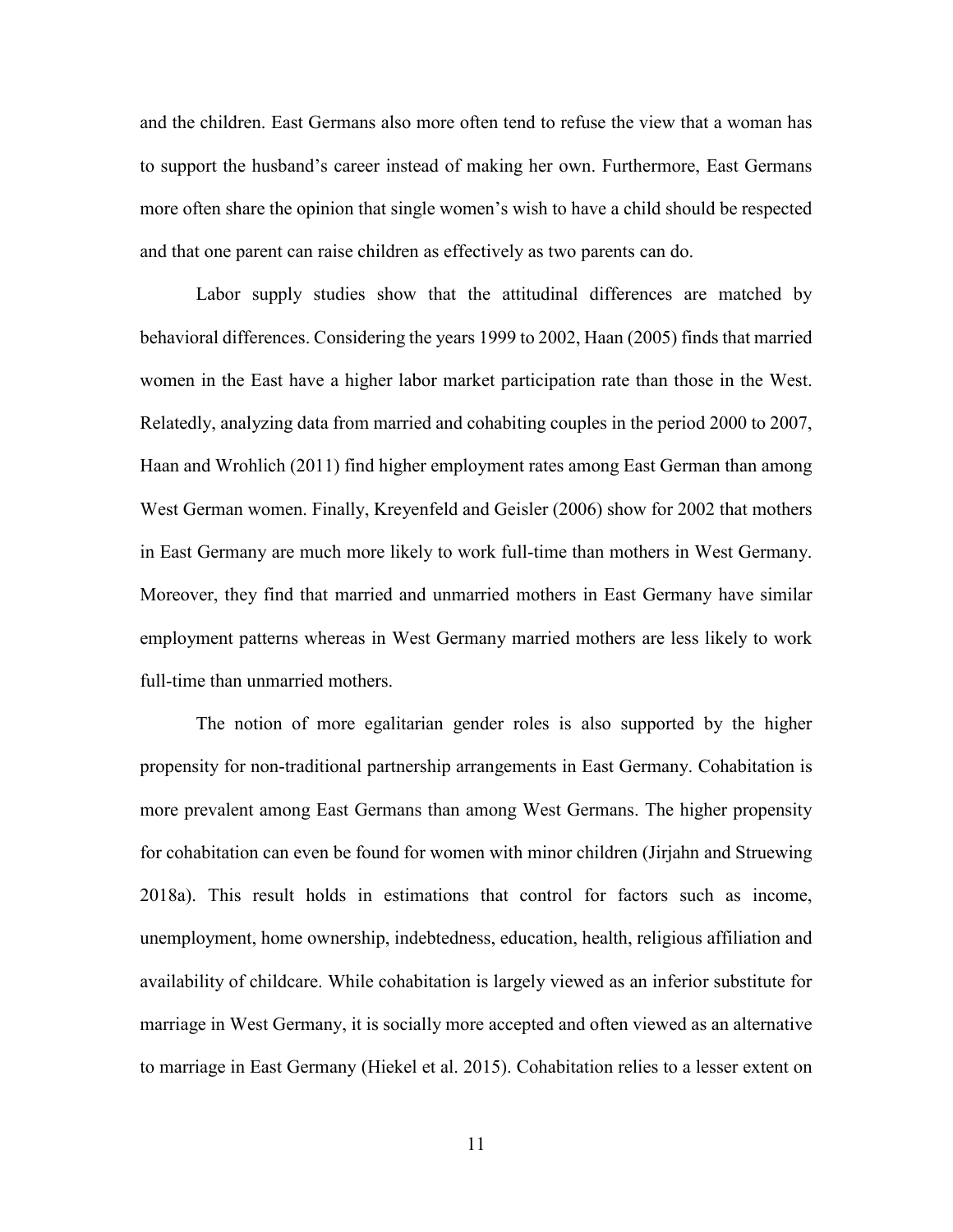and the children. East Germans also more often tend to refuse the view that a woman has to support the husband's career instead of making her own. Furthermore, East Germans more often share the opinion that single women's wish to have a child should be respected and that one parent can raise children as effectively as two parents can do.

Labor supply studies show that the attitudinal differences are matched by behavioral differences. Considering the years 1999 to 2002, Haan (2005) finds that married women in the East have a higher labor market participation rate than those in the West. Relatedly, analyzing data from married and cohabiting couples in the period 2000 to 2007, Haan and Wrohlich (2011) find higher employment rates among East German than among West German women. Finally, Kreyenfeld and Geisler (2006) show for 2002 that mothers in East Germany are much more likely to work full-time than mothers in West Germany. Moreover, they find that married and unmarried mothers in East Germany have similar employment patterns whereas in West Germany married mothers are less likely to work full-time than unmarried mothers.

The notion of more egalitarian gender roles is also supported by the higher propensity for non-traditional partnership arrangements in East Germany. Cohabitation is more prevalent among East Germans than among West Germans. The higher propensity for cohabitation can even be found for women with minor children (Jirjahn and Struewing 2018a). This result holds in estimations that control for factors such as income, unemployment, home ownership, indebtedness, education, health, religious affiliation and availability of childcare. While cohabitation is largely viewed as an inferior substitute for marriage in West Germany, it is socially more accepted and often viewed as an alternative to marriage in East Germany (Hiekel et al. 2015). Cohabitation relies to a lesser extent on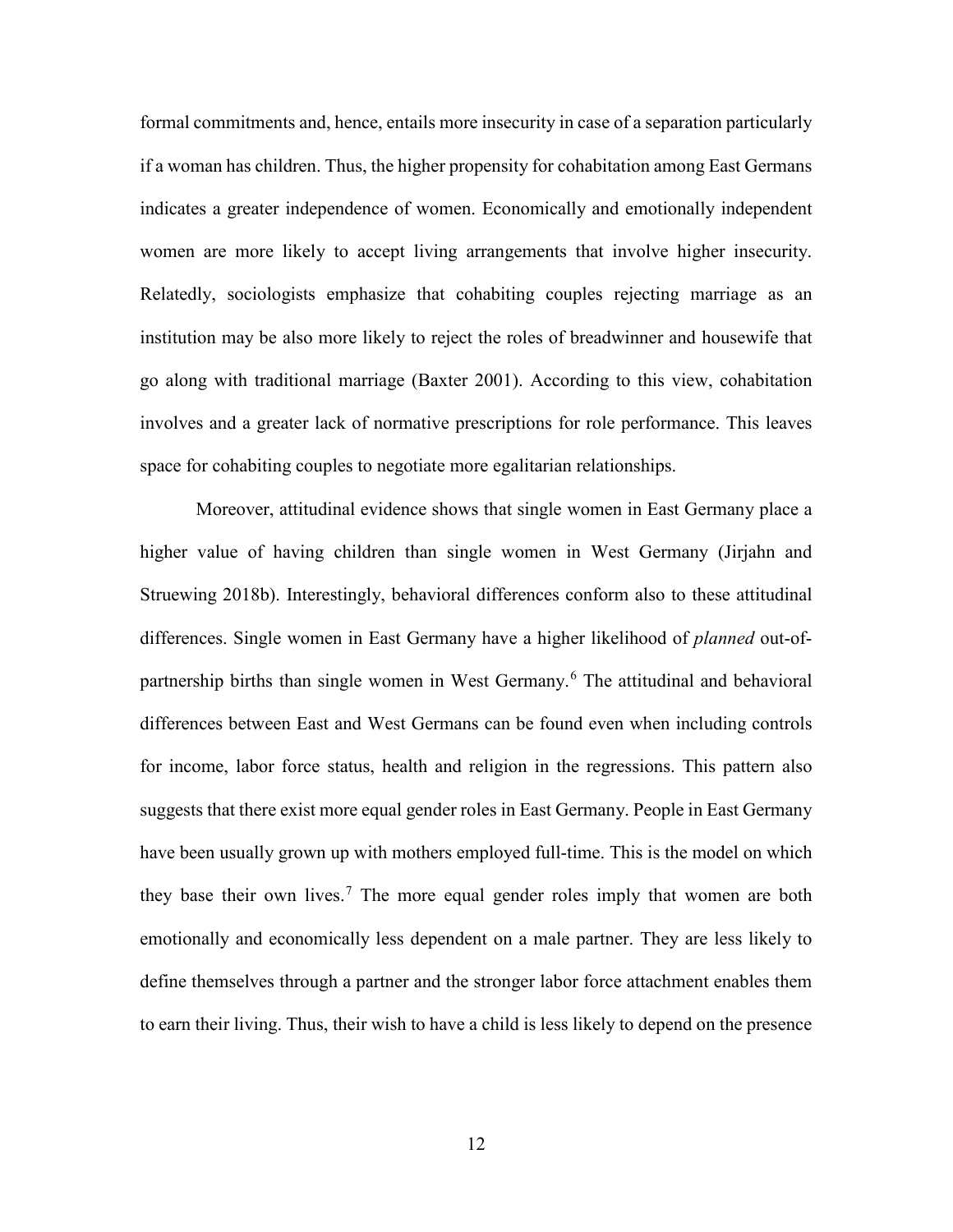formal commitments and, hence, entails more insecurity in case of a separation particularly if a woman has children. Thus, the higher propensity for cohabitation among East Germans indicates a greater independence of women. Economically and emotionally independent women are more likely to accept living arrangements that involve higher insecurity. Relatedly, sociologists emphasize that cohabiting couples rejecting marriage as an institution may be also more likely to reject the roles of breadwinner and housewife that go along with traditional marriage (Baxter 2001). According to this view, cohabitation involves and a greater lack of normative prescriptions for role performance. This leaves space for cohabiting couples to negotiate more egalitarian relationships.

Moreover, attitudinal evidence shows that single women in East Germany place a higher value of having children than single women in West Germany (Jirjahn and Struewing 2018b). Interestingly, behavioral differences conform also to these attitudinal differences. Single women in East Germany have a higher likelihood of *planned* out-of-partnership births than single women in West Germany.[6] The attitudinal and behavioral differences between East and West Germans can be found even when including controls for income, labor force status, health and religion in the regressions. This pattern also suggests that there exist more equal gender roles in East Germany. People in East Germany have been usually grown up with mothers employed full-time. This is the model on which they base their own lives.[7] The more equal gender roles imply that women are both emotionally and economically less dependent on a male partner. They are less likely to define themselves through a partner and the stronger labor force attachment enables them to earn their living. Thus, their wish to have a child is less likely to depend on the presence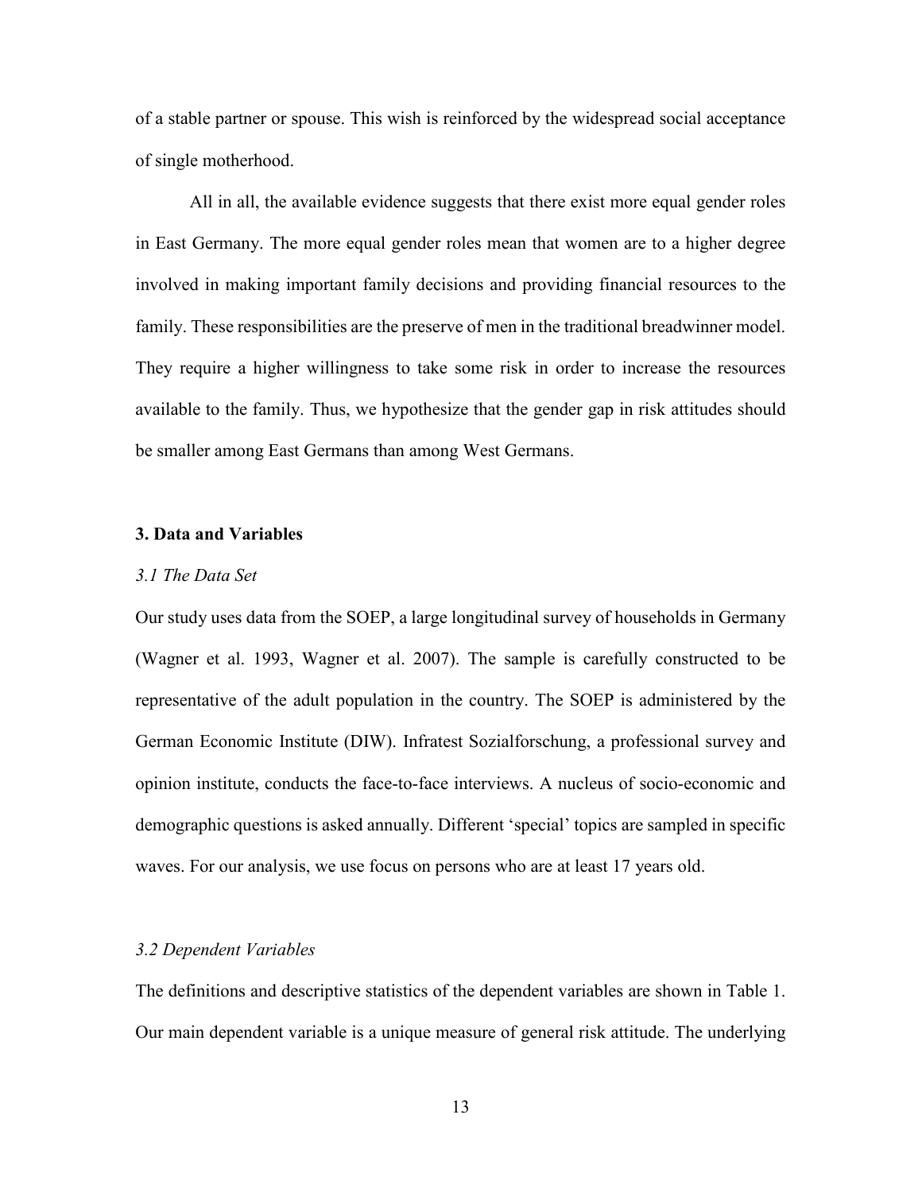of a stable partner or spouse. This wish is reinforced by the widespread social acceptance of single motherhood.

All in all, the available evidence suggests that there exist more equal gender roles in East Germany. The more equal gender roles mean that women are to a higher degree involved in making important family decisions and providing financial resources to the family. These responsibilities are the preserve of men in the traditional breadwinner model. They require a higher willingness to take some risk in order to increase the resources available to the family. Thus, we hypothesize that the gender gap in risk attitudes should be smaller among East Germans than among West Germans.

## 3. Data and Variables

### *3.1 The Data Set*

Our study uses data from the SOEP, a large longitudinal survey of households in Germany (Wagner et al. 1993, Wagner et al. 2007). The sample is carefully constructed to be representative of the adult population in the country. The SOEP is administered by the German Economic Institute (DIW). Infratest Sozialforschung, a professional survey and opinion institute, conducts the face-to-face interviews. A nucleus of socio-economic and demographic questions is asked annually. Different 'special' topics are sampled in specific waves. For our analysis, we use focus on persons who are at least 17 years old.

### *3.2 Dependent Variables*

The definitions and descriptive statistics of the dependent variables are shown in Table 1. Our main dependent variable is a unique measure of general risk attitude. The underlying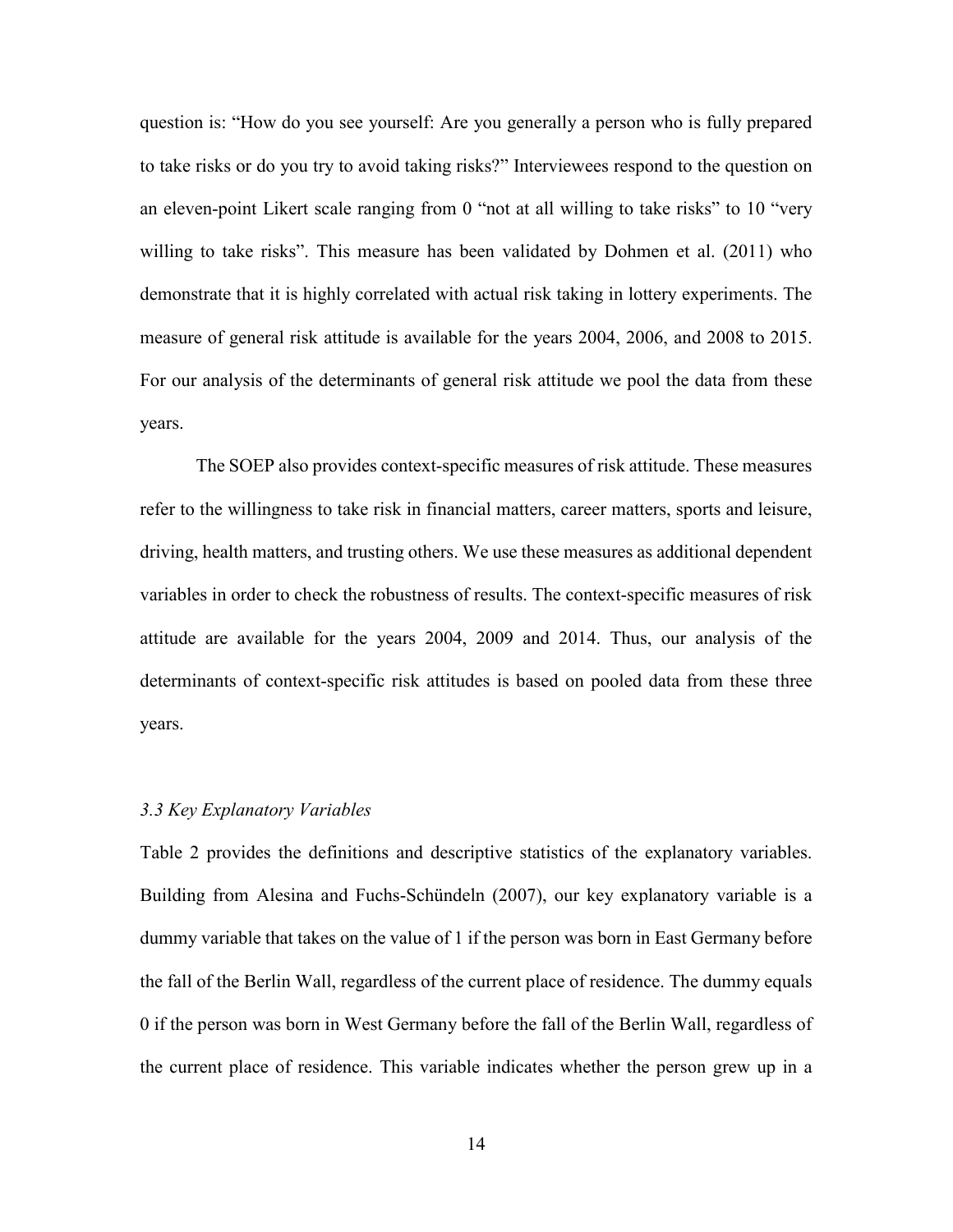question is: "How do you see yourself: Are you generally a person who is fully prepared to take risks or do you try to avoid taking risks?" Interviewees respond to the question on an eleven-point Likert scale ranging from 0 "not at all willing to take risks" to 10 "very willing to take risks". This measure has been validated by Dohmen et al. (2011) who demonstrate that it is highly correlated with actual risk taking in lottery experiments. The measure of general risk attitude is available for the years 2004, 2006, and 2008 to 2015. For our analysis of the determinants of general risk attitude we pool the data from these years.

The SOEP also provides context-specific measures of risk attitude. These measures refer to the willingness to take risk in financial matters, career matters, sports and leisure, driving, health matters, and trusting others. We use these measures as additional dependent variables in order to check the robustness of results. The context-specific measures of risk attitude are available for the years 2004, 2009 and 2014. Thus, our analysis of the determinants of context-specific risk attitudes is based on pooled data from these three years.

### *3.3 Key Explanatory Variables*

Table 2 provides the definitions and descriptive statistics of the explanatory variables. Building from Alesina and Fuchs-Schündeln (2007), our key explanatory variable is a dummy variable that takes on the value of 1 if the person was born in East Germany before the fall of the Berlin Wall, regardless of the current place of residence. The dummy equals 0 if the person was born in West Germany before the fall of the Berlin Wall, regardless of the current place of residence. This variable indicates whether the person grew up in a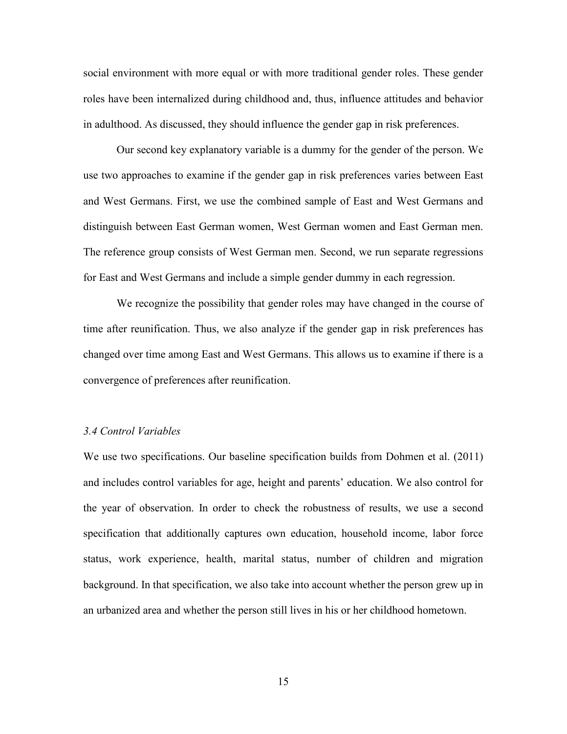social environment with more equal or with more traditional gender roles. These gender roles have been internalized during childhood and, thus, influence attitudes and behavior in adulthood. As discussed, they should influence the gender gap in risk preferences.

Our second key explanatory variable is a dummy for the gender of the person. We use two approaches to examine if the gender gap in risk preferences varies between East and West Germans. First, we use the combined sample of East and West Germans and distinguish between East German women, West German women and East German men. The reference group consists of West German men. Second, we run separate regressions for East and West Germans and include a simple gender dummy in each regression.

We recognize the possibility that gender roles may have changed in the course of time after reunification. Thus, we also analyze if the gender gap in risk preferences has changed over time among East and West Germans. This allows us to examine if there is a convergence of preferences after reunification.

### *3.4 Control Variables*

We use two specifications. Our baseline specification builds from Dohmen et al. (2011) and includes control variables for age, height and parents' education. We also control for the year of observation. In order to check the robustness of results, we use a second specification that additionally captures own education, household income, labor force status, work experience, health, marital status, number of children and migration background. In that specification, we also take into account whether the person grew up in an urbanized area and whether the person still lives in his or her childhood hometown.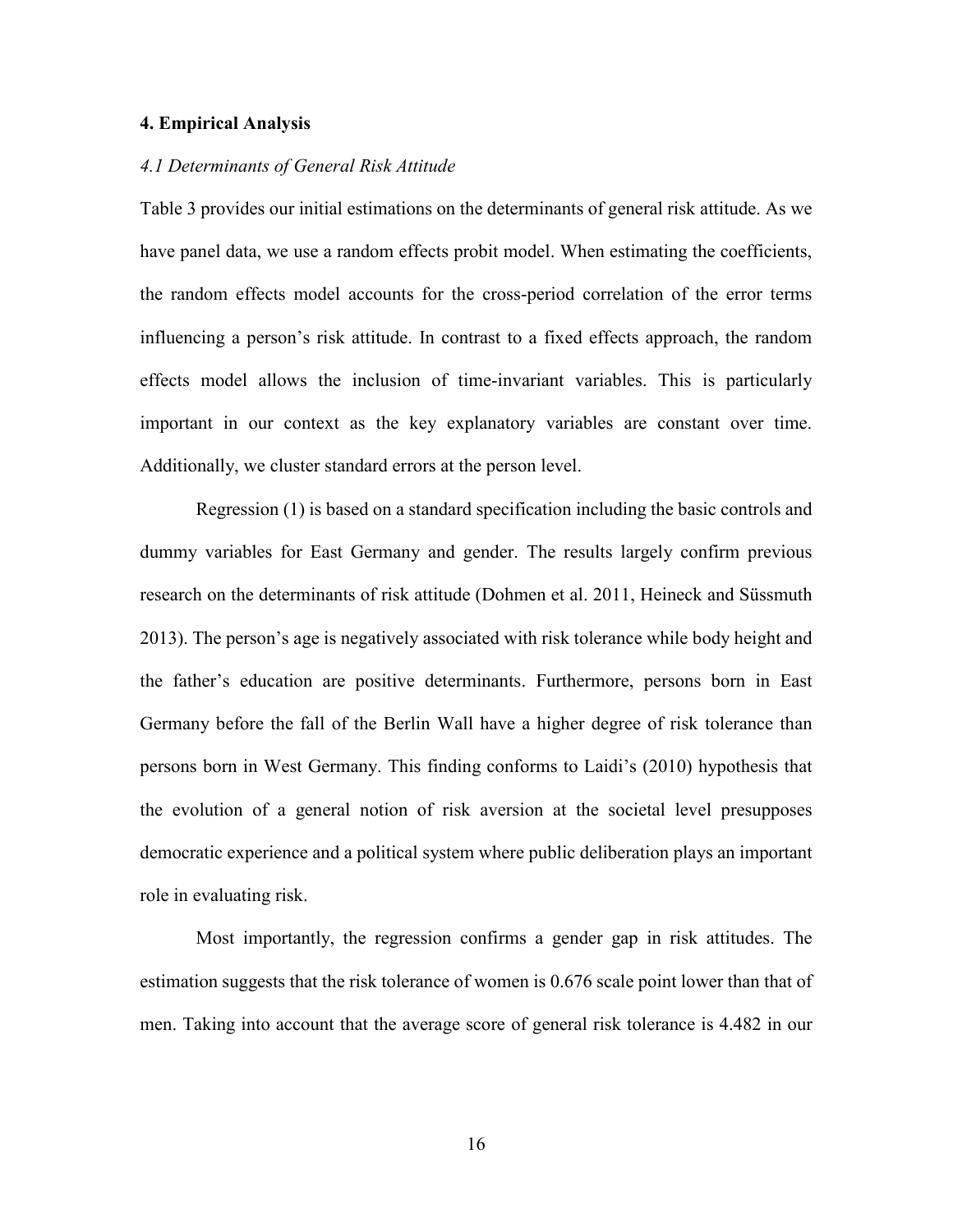## 4. Empirical Analysis

### *4.1 Determinants of General Risk Attitude*

Table 3 provides our initial estimations on the determinants of general risk attitude. As we have panel data, we use a random effects probit model. When estimating the coefficients, the random effects model accounts for the cross-period correlation of the error terms influencing a person's risk attitude. In contrast to a fixed effects approach, the random effects model allows the inclusion of time-invariant variables. This is particularly important in our context as the key explanatory variables are constant over time. Additionally, we cluster standard errors at the person level.

Regression (1) is based on a standard specification including the basic controls and dummy variables for East Germany and gender. The results largely confirm previous research on the determinants of risk attitude (Dohmen et al. 2011, Heineck and Süssmuth 2013). The person's age is negatively associated with risk tolerance while body height and the father's education are positive determinants. Furthermore, persons born in East Germany before the fall of the Berlin Wall have a higher degree of risk tolerance than persons born in West Germany. This finding conforms to Laidi's (2010) hypothesis that the evolution of a general notion of risk aversion at the societal level presupposes democratic experience and a political system where public deliberation plays an important role in evaluating risk.

Most importantly, the regression confirms a gender gap in risk attitudes. The estimation suggests that the risk tolerance of women is 0.676 scale point lower than that of men. Taking into account that the average score of general risk tolerance is 4.482 in our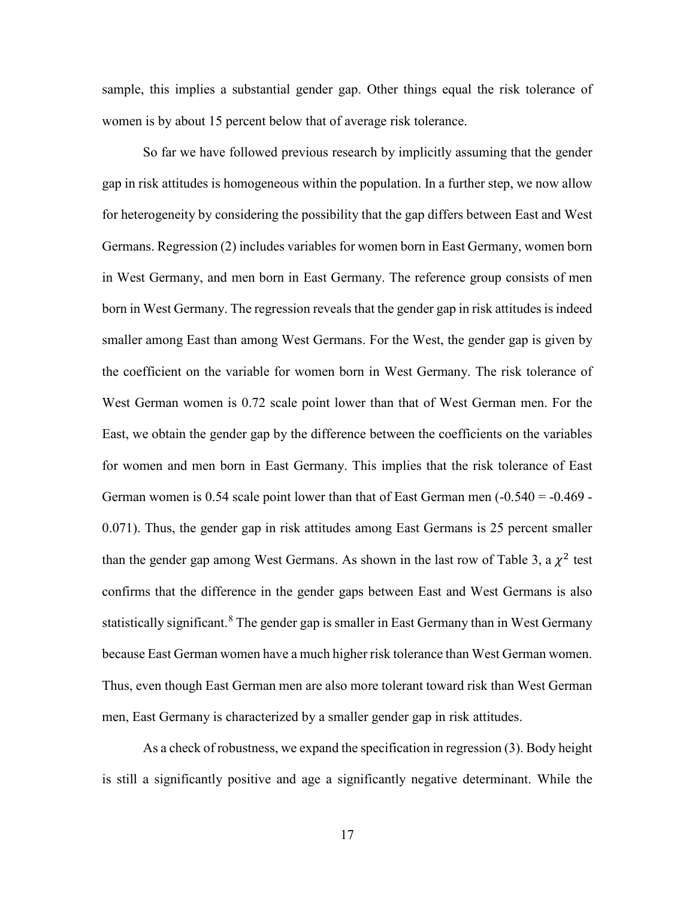sample, this implies a substantial gender gap. Other things equal the risk tolerance of women is by about 15 percent below that of average risk tolerance.

So far we have followed previous research by implicitly assuming that the gender gap in risk attitudes is homogeneous within the population. In a further step, we now allow for heterogeneity by considering the possibility that the gap differs between East and West Germans. Regression (2) includes variables for women born in East Germany, women born in West Germany, and men born in East Germany. The reference group consists of men born in West Germany. The regression reveals that the gender gap in risk attitudes is indeed smaller among East than among West Germans. For the West, the gender gap is given by the coefficient on the variable for women born in West Germany. The risk tolerance of West German women is 0.72 scale point lower than that of West German men. For the East, we obtain the gender gap by the difference between the coefficients on the variables for women and men born in East Germany. This implies that the risk tolerance of East German women is 0.54 scale point lower than that of East German men (-0.540 = -0.469 - 0.071). Thus, the gender gap in risk attitudes among East Germans is 25 percent smaller than the gender gap among West Germans. As shown in the last row of Table 3, a $\chi^2$ test confirms that the difference in the gender gaps between East and West Germans is also statistically significant.[8] The gender gap is smaller in East Germany than in West Germany because East German women have a much higher risk tolerance than West German women. Thus, even though East German men are also more tolerant toward risk than West German men, East Germany is characterized by a smaller gender gap in risk attitudes.

As a check of robustness, we expand the specification in regression (3). Body height is still a significantly positive and age a significantly negative determinant. While the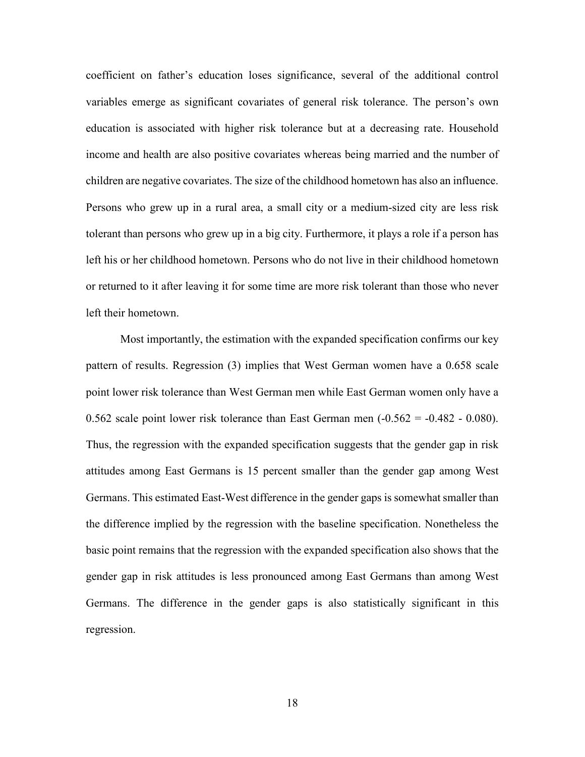coefficient on father's education loses significance, several of the additional control variables emerge as significant covariates of general risk tolerance. The person's own education is associated with higher risk tolerance but at a decreasing rate. Household income and health are also positive covariates whereas being married and the number of children are negative covariates. The size of the childhood hometown has also an influence. Persons who grew up in a rural area, a small city or a medium-sized city are less risk tolerant than persons who grew up in a big city. Furthermore, it plays a role if a person has left his or her childhood hometown. Persons who do not live in their childhood hometown or returned to it after leaving it for some time are more risk tolerant than those who never left their hometown.

Most importantly, the estimation with the expanded specification confirms our key pattern of results. Regression (3) implies that West German women have a 0.658 scale point lower risk tolerance than West German men while East German women only have a 0.562 scale point lower risk tolerance than East German men (-0.562 = -0.482 - 0.080). Thus, the regression with the expanded specification suggests that the gender gap in risk attitudes among East Germans is 15 percent smaller than the gender gap among West Germans. This estimated East-West difference in the gender gaps is somewhat smaller than the difference implied by the regression with the baseline specification. Nonetheless the basic point remains that the regression with the expanded specification also shows that the gender gap in risk attitudes is less pronounced among East Germans than among West Germans. The difference in the gender gaps is also statistically significant in this regression.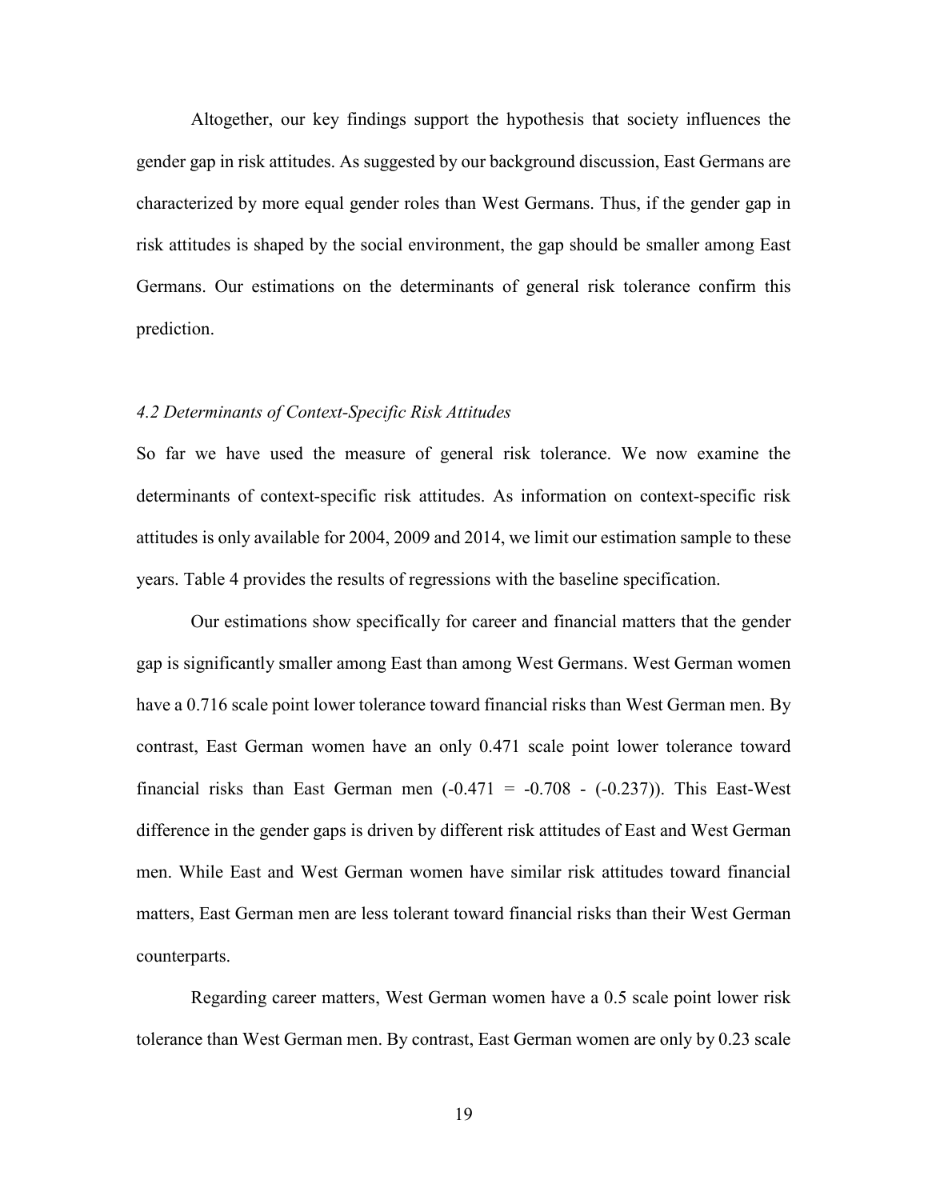Altogether, our key findings support the hypothesis that society influences the gender gap in risk attitudes. As suggested by our background discussion, East Germans are characterized by more equal gender roles than West Germans. Thus, if the gender gap in risk attitudes is shaped by the social environment, the gap should be smaller among East Germans. Our estimations on the determinants of general risk tolerance confirm this prediction.

### *4.2 Determinants of Context-Specific Risk Attitudes*

So far we have used the measure of general risk tolerance. We now examine the determinants of context-specific risk attitudes. As information on context-specific risk attitudes is only available for 2004, 2009 and 2014, we limit our estimation sample to these years. Table 4 provides the results of regressions with the baseline specification.

Our estimations show specifically for career and financial matters that the gender gap is significantly smaller among East than among West Germans. West German women have a 0.716 scale point lower tolerance toward financial risks than West German men. By contrast, East German women have an only 0.471 scale point lower tolerance toward financial risks than East German men ($-0.471 = -0.708 - (-0.237)$). This East-West difference in the gender gaps is driven by different risk attitudes of East and West German men. While East and West German women have similar risk attitudes toward financial matters, East German men are less tolerant toward financial risks than their West German counterparts.

Regarding career matters, West German women have a 0.5 scale point lower risk tolerance than West German men. By contrast, East German women are only by 0.23 scale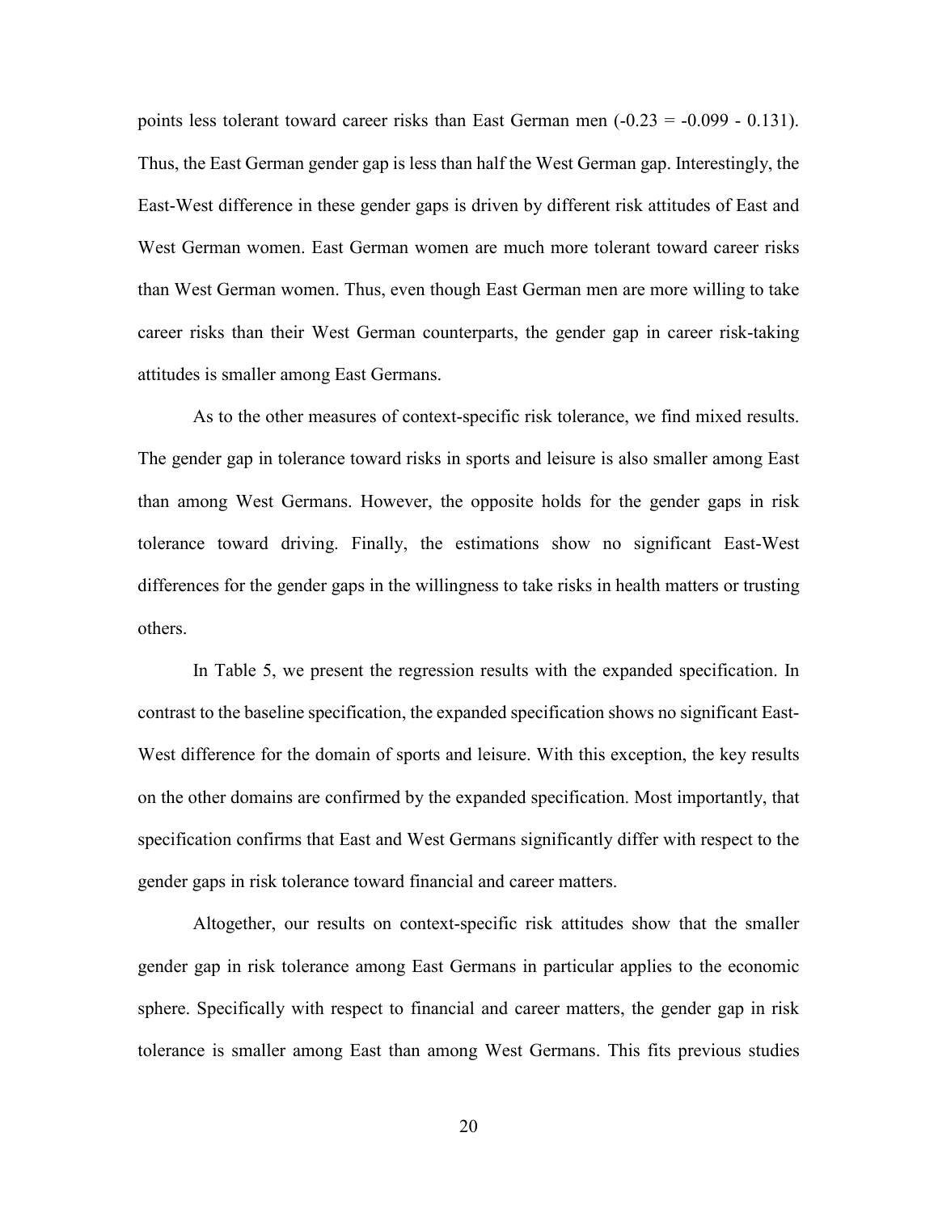points less tolerant toward career risks than East German men (-0.23 = -0.099 - 0.131). Thus, the East German gender gap is less than half the West German gap. Interestingly, the East-West difference in these gender gaps is driven by different risk attitudes of East and West German women. East German women are much more tolerant toward career risks than West German women. Thus, even though East German men are more willing to take career risks than their West German counterparts, the gender gap in career risk-taking attitudes is smaller among East Germans.

As to the other measures of context-specific risk tolerance, we find mixed results. The gender gap in tolerance toward risks in sports and leisure is also smaller among East than among West Germans. However, the opposite holds for the gender gaps in risk tolerance toward driving. Finally, the estimations show no significant East-West differences for the gender gaps in the willingness to take risks in health matters or trusting others.

In Table 5, we present the regression results with the expanded specification. In contrast to the baseline specification, the expanded specification shows no significant East-West difference for the domain of sports and leisure. With this exception, the key results on the other domains are confirmed by the expanded specification. Most importantly, that specification confirms that East and West Germans significantly differ with respect to the gender gaps in risk tolerance toward financial and career matters.

Altogether, our results on context-specific risk attitudes show that the smaller gender gap in risk tolerance among East Germans in particular applies to the economic sphere. Specifically with respect to financial and career matters, the gender gap in risk tolerance is smaller among East than among West Germans. This fits previous studies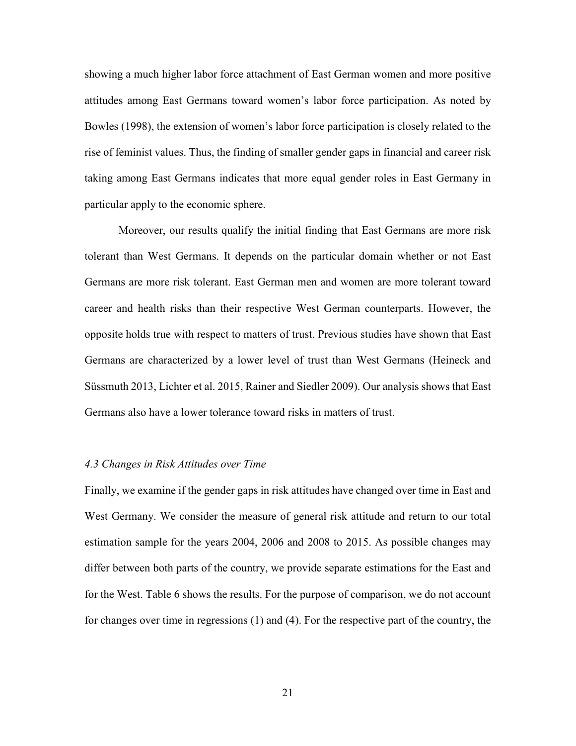showing a much higher labor force attachment of East German women and more positive attitudes among East Germans toward women's labor force participation. As noted by Bowles (1998), the extension of women's labor force participation is closely related to the rise of feminist values. Thus, the finding of smaller gender gaps in financial and career risk taking among East Germans indicates that more equal gender roles in East Germany in particular apply to the economic sphere.

Moreover, our results qualify the initial finding that East Germans are more risk tolerant than West Germans. It depends on the particular domain whether or not East Germans are more risk tolerant. East German men and women are more tolerant toward career and health risks than their respective West German counterparts. However, the opposite holds true with respect to matters of trust. Previous studies have shown that East Germans are characterized by a lower level of trust than West Germans (Heineck and Süssmuth 2013, Lichter et al. 2015, Rainer and Siedler 2009). Our analysis shows that East Germans also have a lower tolerance toward risks in matters of trust.

### *4.3 Changes in Risk Attitudes over Time*

Finally, we examine if the gender gaps in risk attitudes have changed over time in East and West Germany. We consider the measure of general risk attitude and return to our total estimation sample for the years 2004, 2006 and 2008 to 2015. As possible changes may differ between both parts of the country, we provide separate estimations for the East and for the West. Table 6 shows the results. For the purpose of comparison, we do not account for changes over time in regressions (1) and (4). For the respective part of the country, the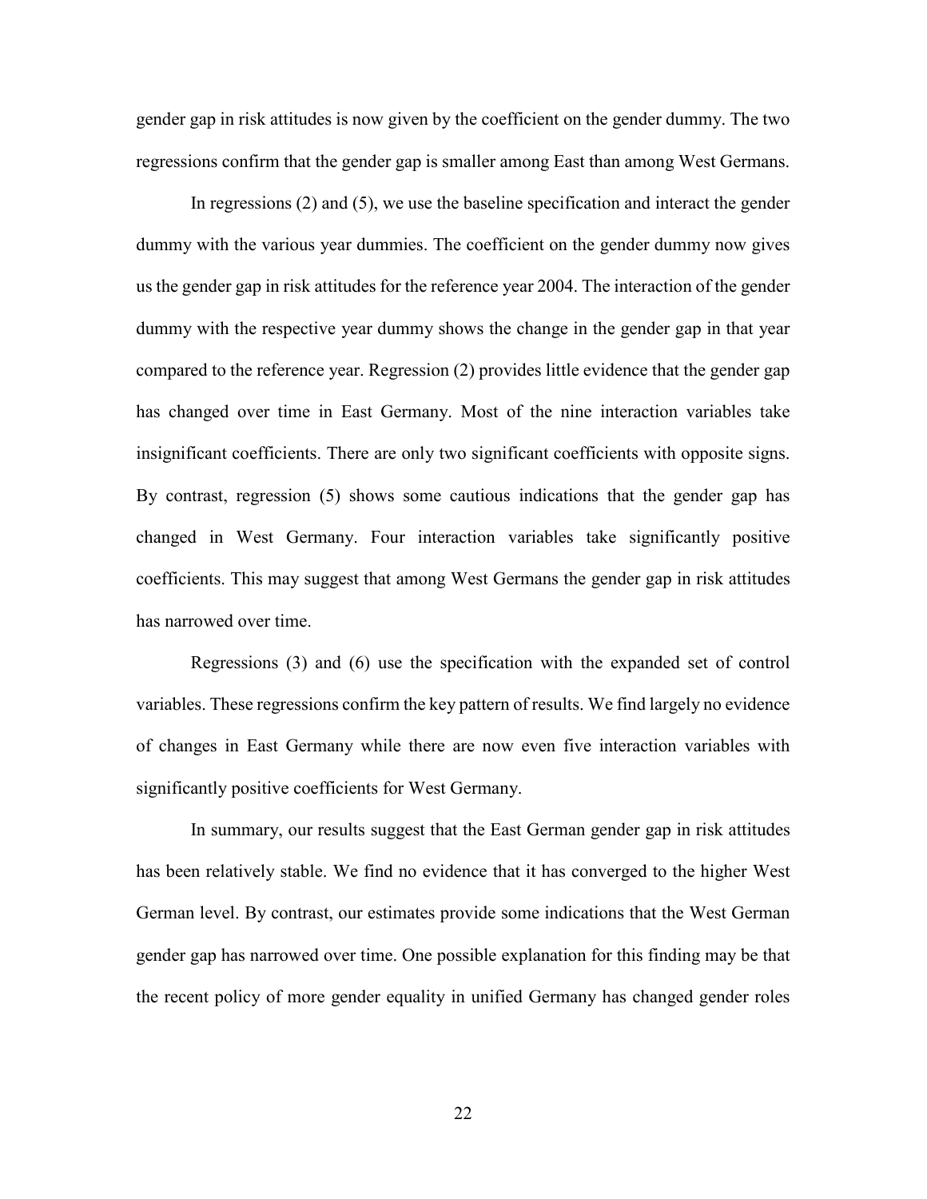gender gap in risk attitudes is now given by the coefficient on the gender dummy. The two regressions confirm that the gender gap is smaller among East than among West Germans.

In regressions (2) and (5), we use the baseline specification and interact the gender dummy with the various year dummies. The coefficient on the gender dummy now gives us the gender gap in risk attitudes for the reference year 2004. The interaction of the gender dummy with the respective year dummy shows the change in the gender gap in that year compared to the reference year. Regression (2) provides little evidence that the gender gap has changed over time in East Germany. Most of the nine interaction variables take insignificant coefficients. There are only two significant coefficients with opposite signs. By contrast, regression (5) shows some cautious indications that the gender gap has changed in West Germany. Four interaction variables take significantly positive coefficients. This may suggest that among West Germans the gender gap in risk attitudes has narrowed over time.

Regressions (3) and (6) use the specification with the expanded set of control variables. These regressions confirm the key pattern of results. We find largely no evidence of changes in East Germany while there are now even five interaction variables with significantly positive coefficients for West Germany.

In summary, our results suggest that the East German gender gap in risk attitudes has been relatively stable. We find no evidence that it has converged to the higher West German level. By contrast, our estimates provide some indications that the West German gender gap has narrowed over time. One possible explanation for this finding may be that the recent policy of more gender equality in unified Germany has changed gender roles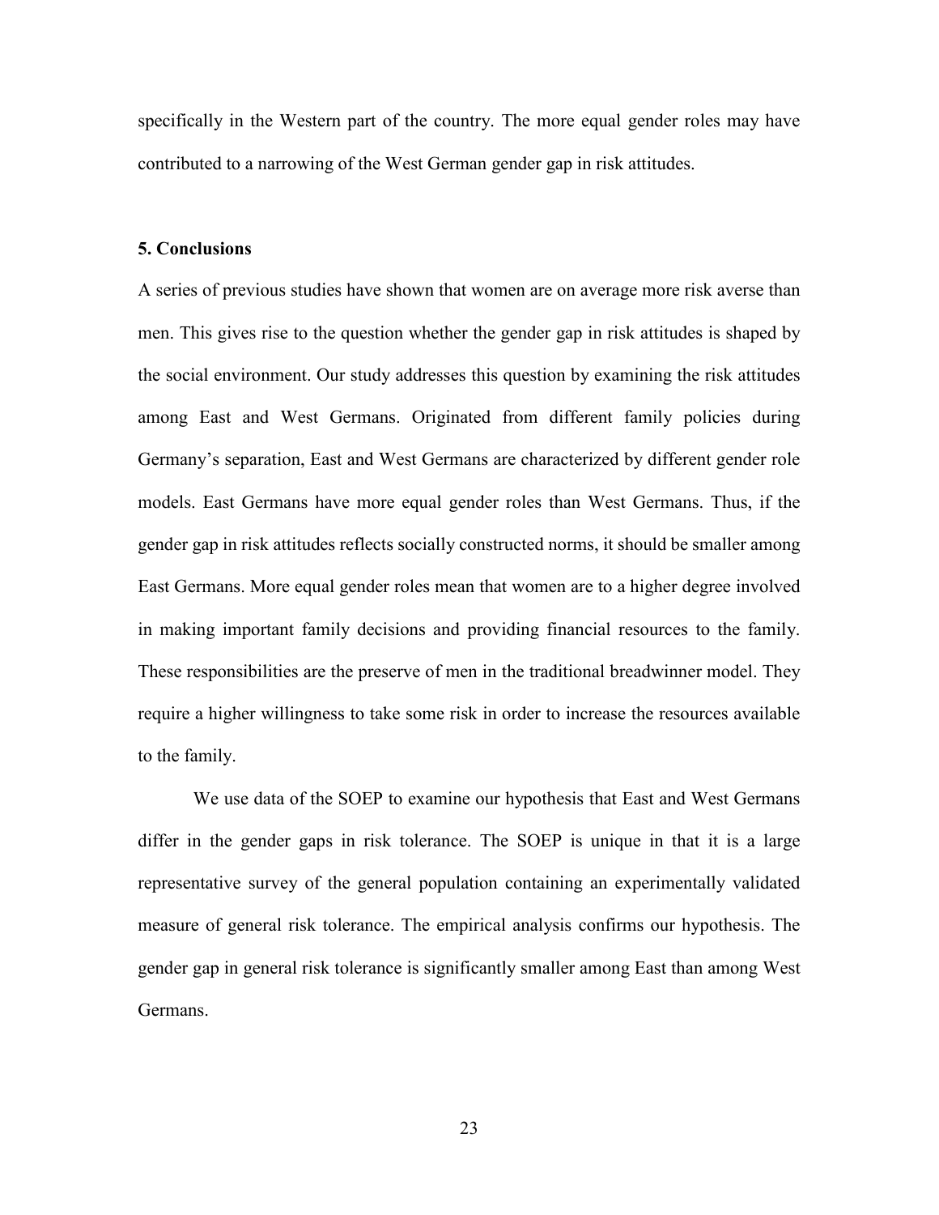specifically in the Western part of the country. The more equal gender roles may have contributed to a narrowing of the West German gender gap in risk attitudes.

## 5. Conclusions

A series of previous studies have shown that women are on average more risk averse than men. This gives rise to the question whether the gender gap in risk attitudes is shaped by the social environment. Our study addresses this question by examining the risk attitudes among East and West Germans. Originated from different family policies during Germany's separation, East and West Germans are characterized by different gender role models. East Germans have more equal gender roles than West Germans. Thus, if the gender gap in risk attitudes reflects socially constructed norms, it should be smaller among East Germans. More equal gender roles mean that women are to a higher degree involved in making important family decisions and providing financial resources to the family. These responsibilities are the preserve of men in the traditional breadwinner model. They require a higher willingness to take some risk in order to increase the resources available to the family.

We use data of the SOEP to examine our hypothesis that East and West Germans differ in the gender gaps in risk tolerance. The SOEP is unique in that it is a large representative survey of the general population containing an experimentally validated measure of general risk tolerance. The empirical analysis confirms our hypothesis. The gender gap in general risk tolerance is significantly smaller among East than among West Germans.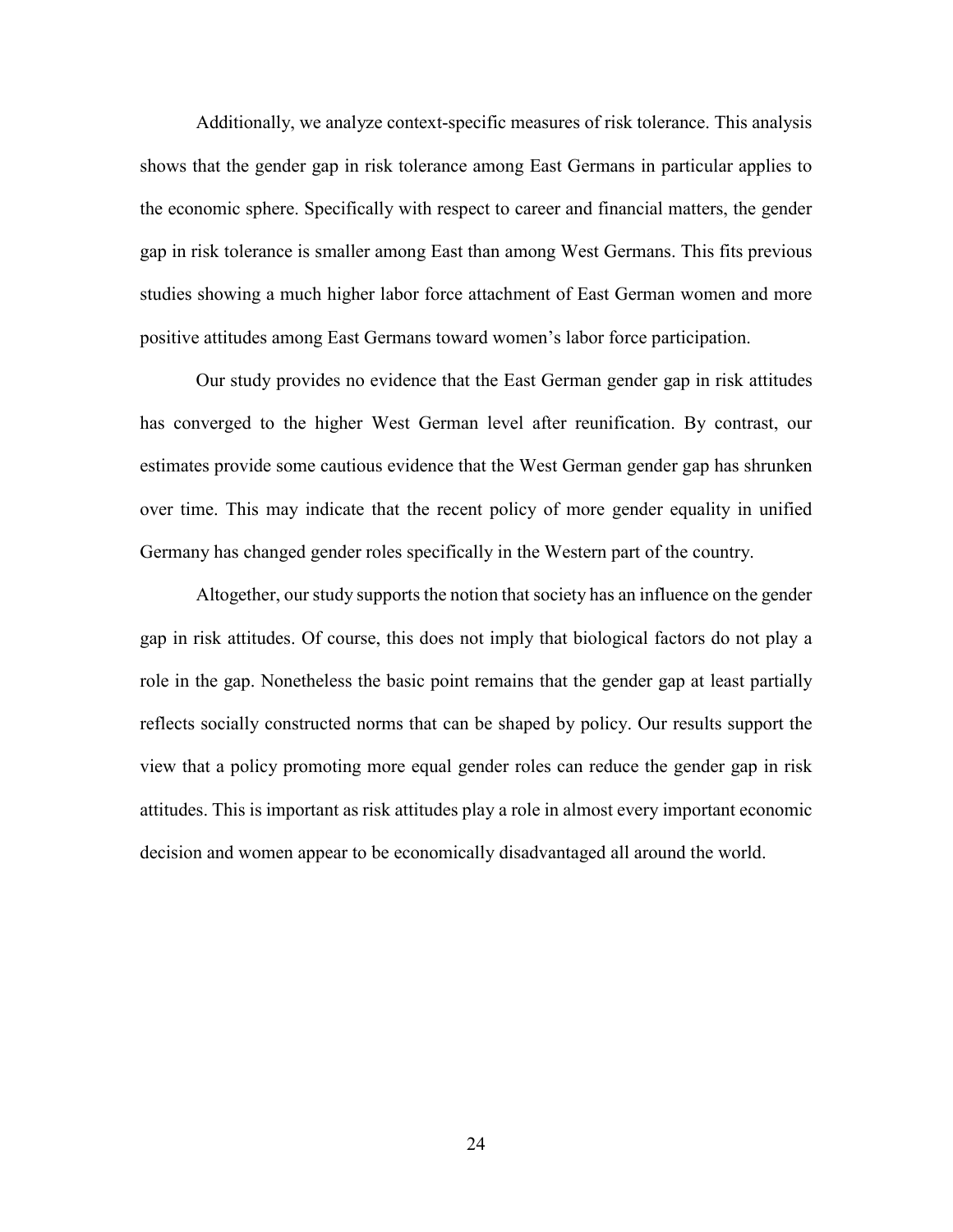Additionally, we analyze context-specific measures of risk tolerance. This analysis shows that the gender gap in risk tolerance among East Germans in particular applies to the economic sphere. Specifically with respect to career and financial matters, the gender gap in risk tolerance is smaller among East than among West Germans. This fits previous studies showing a much higher labor force attachment of East German women and more positive attitudes among East Germans toward women's labor force participation.

Our study provides no evidence that the East German gender gap in risk attitudes has converged to the higher West German level after reunification. By contrast, our estimates provide some cautious evidence that the West German gender gap has shrunken over time. This may indicate that the recent policy of more gender equality in unified Germany has changed gender roles specifically in the Western part of the country.

Altogether, our study supports the notion that society has an influence on the gender gap in risk attitudes. Of course, this does not imply that biological factors do not play a role in the gap. Nonetheless the basic point remains that the gender gap at least partially reflects socially constructed norms that can be shaped by policy. Our results support the view that a policy promoting more equal gender roles can reduce the gender gap in risk attitudes. This is important as risk attitudes play a role in almost every important economic decision and women appear to be economically disadvantaged all around the world.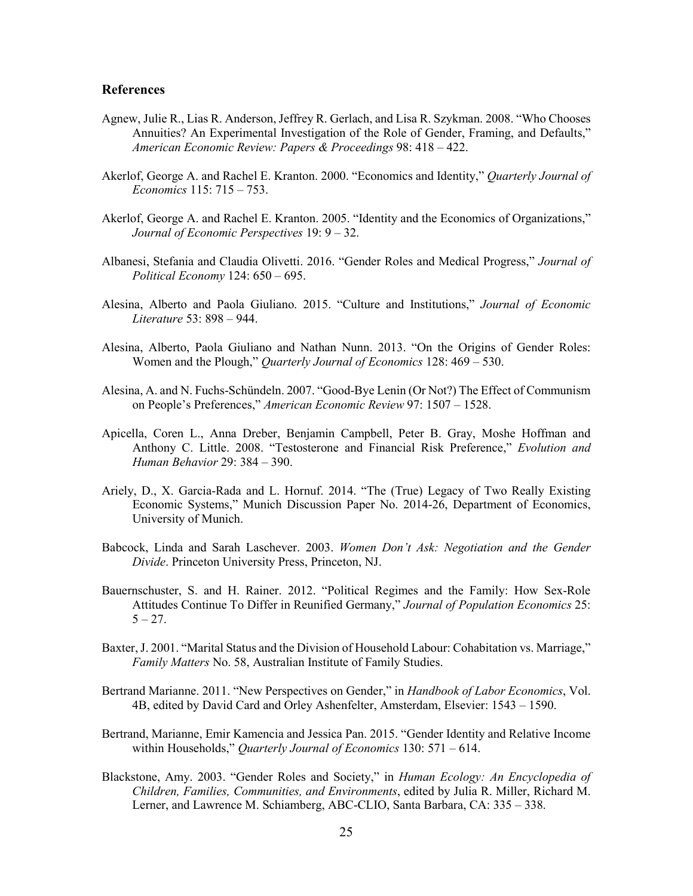## References

Agnew, Julie R., Lias R. Anderson, Jeffrey R. Gerlach, and Lisa R. Szykman. 2008. "Who Chooses Annuities? An Experimental Investigation of the Role of Gender, Framing, and Defaults," *American Economic Review: Papers & Proceedings* 98: 418 – 422.

Akerlof, George A. and Rachel E. Kranton. 2000. "Economics and Identity," *Quarterly Journal of Economics* 115: 715 – 753.

Akerlof, George A. and Rachel E. Kranton. 2005. "Identity and the Economics of Organizations," *Journal of Economic Perspectives* 19: 9 – 32.

Albanesi, Stefania and Claudia Olivetti. 2016. "Gender Roles and Medical Progress," *Journal of Political Economy* 124: 650 – 695.

Alesina, Alberto and Paola Giuliano. 2015. "Culture and Institutions," *Journal of Economic Literature* 53: 898 – 944.

Alesina, Alberto, Paola Giuliano and Nathan Nunn. 2013. "On the Origins of Gender Roles: Women and the Plough," *Quarterly Journal of Economics* 128: 469 – 530.

Alesina, A. and N. Fuchs-Schündeln. 2007. "Good-Bye Lenin (Or Not?) The Effect of Communism on People's Preferences," *American Economic Review* 97: 1507 – 1528.

Apicella, Coren L., Anna Dreber, Benjamin Campbell, Peter B. Gray, Moshe Hoffman and Anthony C. Little. 2008. "Testosterone and Financial Risk Preference," *Evolution and Human Behavior* 29: 384 – 390.

Ariely, D., X. Garcia-Rada and L. Hornuf. 2014. "The (True) Legacy of Two Really Existing Economic Systems," Munich Discussion Paper No. 2014-26, Department of Economics, University of Munich.

Babcock, Linda and Sarah Laschever. 2003. *Women Don't Ask: Negotiation and the Gender Divide*. Princeton University Press, Princeton, NJ.

Bauernschuster, S. and H. Rainer. 2012. "Political Regimes and the Family: How Sex-Role Attitudes Continue To Differ in Reunified Germany," *Journal of Population Economics* 25: 5 – 27.

Baxter, J. 2001. "Marital Status and the Division of Household Labour: Cohabitation vs. Marriage," *Family Matters* No. 58, Australian Institute of Family Studies.

Bertrand Marianne. 2011. "New Perspectives on Gender," in *Handbook of Labor Economics*, Vol. 4B, edited by David Card and Orley Ashenfelter, Amsterdam, Elsevier: 1543 – 1590.

Bertrand, Marianne, Emir Kamencia and Jessica Pan. 2015. "Gender Identity and Relative Income within Households," *Quarterly Journal of Economics* 130: 571 – 614.

Blackstone, Amy. 2003. "Gender Roles and Society," in *Human Ecology: An Encyclopedia of Children, Families, Communities, and Environments*, edited by Julia R. Miller, Richard M. Lerner, and Lawrence M. Schiamberg, ABC-CLIO, Santa Barbara, CA: 335 – 338.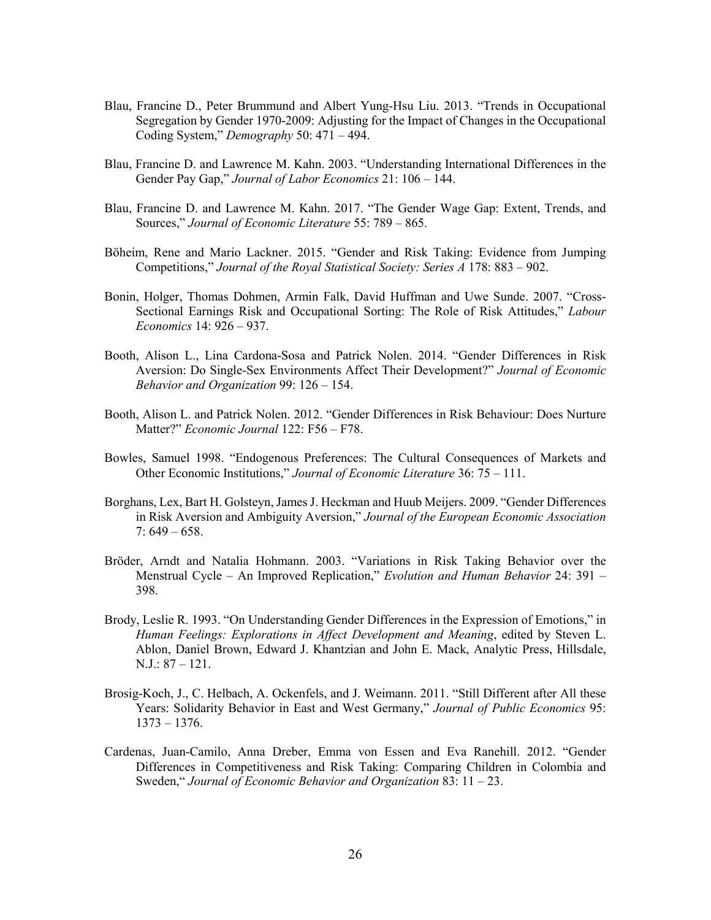Blau, Francine D., Peter Brummund and Albert Yung-Hsu Liu. 2013. "Trends in Occupational Segregation by Gender 1970-2009: Adjusting for the Impact of Changes in the Occupational Coding System," *Demography* 50: 471 – 494.

Blau, Francine D. and Lawrence M. Kahn. 2003. "Understanding International Differences in the Gender Pay Gap," *Journal of Labor Economics* 21: 106 – 144.

Blau, Francine D. and Lawrence M. Kahn. 2017. "The Gender Wage Gap: Extent, Trends, and Sources," *Journal of Economic Literature* 55: 789 – 865.

Böheim, Rene and Mario Lackner. 2015. "Gender and Risk Taking: Evidence from Jumping Competitions," *Journal of the Royal Statistical Society: Series A* 178: 883 – 902.

Bonin, Holger, Thomas Dohmen, Armin Falk, David Huffman and Uwe Sunde. 2007. "Cross-Sectional Earnings Risk and Occupational Sorting: The Role of Risk Attitudes," *Labour Economics* 14: 926 – 937.

Booth, Alison L., Lina Cardona-Sosa and Patrick Nolen. 2014. "Gender Differences in Risk Aversion: Do Single-Sex Environments Affect Their Development?" *Journal of Economic Behavior and Organization* 99: 126 – 154.

Booth, Alison L. and Patrick Nolen. 2012. "Gender Differences in Risk Behaviour: Does Nurture Matter?" *Economic Journal* 122: F56 – F78.

Bowles, Samuel 1998. "Endogenous Preferences: The Cultural Consequences of Markets and Other Economic Institutions," *Journal of Economic Literature* 36: 75 – 111.

Borghans, Lex, Bart H. Golsteyn, James J. Heckman and Huub Meijers. 2009. "Gender Differences in Risk Aversion and Ambiguity Aversion," *Journal of the European Economic Association* 7: 649 – 658.

Bröder, Arndt and Natalia Hohmann. 2003. "Variations in Risk Taking Behavior over the Menstrual Cycle – An Improved Replication," *Evolution and Human Behavior* 24: 391 – 398.

Brody, Leslie R. 1993. "On Understanding Gender Differences in the Expression of Emotions," in *Human Feelings: Explorations in Affect Development and Meaning*, edited by Steven L. Ablon, Daniel Brown, Edward J. Khantzian and John E. Mack, Analytic Press, Hillsdale, N.J.: 87 – 121.

Brosig-Koch, J., C. Helbach, A. Ockenfels, and J. Weimann. 2011. "Still Different after All these Years: Solidarity Behavior in East and West Germany," *Journal of Public Economics* 95: 1373 – 1376.

Cardenas, Juan-Camilo, Anna Dreber, Emma von Essen and Eva Ranehill. 2012. "Gender Differences in Competitiveness and Risk Taking: Comparing Children in Colombia and Sweden," *Journal of Economic Behavior and Organization* 83: 11 – 23.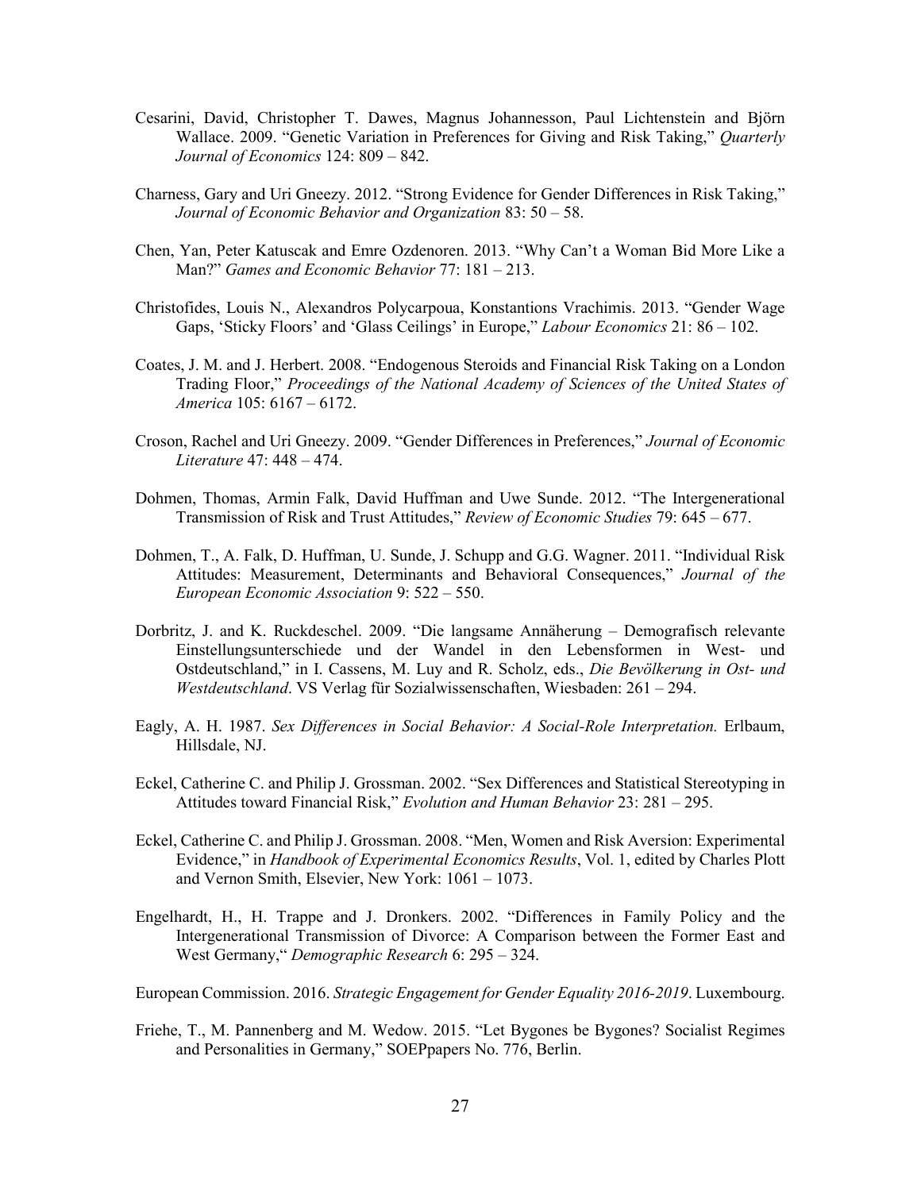Cesarini, David, Christopher T. Dawes, Magnus Johannesson, Paul Lichtenstein and Björn Wallace. 2009. "Genetic Variation in Preferences for Giving and Risk Taking," *Quarterly Journal of Economics* 124: 809 – 842.

Charness, Gary and Uri Gneezy. 2012. "Strong Evidence for Gender Differences in Risk Taking," *Journal of Economic Behavior and Organization* 83: 50 – 58.

Chen, Yan, Peter Katuscak and Emre Ozdenoren. 2013. "Why Can't a Woman Bid More Like a Man?" *Games and Economic Behavior* 77: 181 – 213.

Christofides, Louis N., Alexandros Polycarpoua, Konstantions Vrachimis. 2013. "Gender Wage Gaps, 'Sticky Floors' and 'Glass Ceilings' in Europe," *Labour Economics* 21: 86 – 102.

Coates, J. M. and J. Herbert. 2008. "Endogenous Steroids and Financial Risk Taking on a London Trading Floor," *Proceedings of the National Academy of Sciences of the United States of America* 105: 6167 – 6172.

Croson, Rachel and Uri Gneezy. 2009. "Gender Differences in Preferences," *Journal of Economic Literature* 47: 448 – 474.

Dohmen, Thomas, Armin Falk, David Huffman and Uwe Sunde. 2012. "The Intergenerational Transmission of Risk and Trust Attitudes," *Review of Economic Studies* 79: 645 – 677.

Dohmen, T., A. Falk, D. Huffman, U. Sunde, J. Schupp and G.G. Wagner. 2011. "Individual Risk Attitudes: Measurement, Determinants and Behavioral Consequences," *Journal of the European Economic Association* 9: 522 – 550.

Dorbritz, J. and K. Ruckdeschel. 2009. "Die langsame Annäherung – Demografisch relevante Einstellungsunterschiede und der Wandel in den Lebensformen in West- und Ostdeutschland," in I. Cassens, M. Luy and R. Scholz, eds., *Die Bevölkerung in Ost- und Westdeutschland*. VS Verlag für Sozialwissenschaften, Wiesbaden: 261 – 294.

Eagly, A. H. 1987. *Sex Differences in Social Behavior: A Social-Role Interpretation.* Erlbaum, Hillsdale, NJ.

Eckel, Catherine C. and Philip J. Grossman. 2002. "Sex Differences and Statistical Stereotyping in Attitudes toward Financial Risk," *Evolution and Human Behavior* 23: 281 – 295.

Eckel, Catherine C. and Philip J. Grossman. 2008. "Men, Women and Risk Aversion: Experimental Evidence," in *Handbook of Experimental Economics Results*, Vol. 1, edited by Charles Plott and Vernon Smith, Elsevier, New York: 1061 – 1073.

Engelhardt, H., H. Trappe and J. Dronkers. 2002. "Differences in Family Policy and the Intergenerational Transmission of Divorce: A Comparison between the Former East and West Germany," *Demographic Research* 6: 295 – 324.

European Commission. 2016. *Strategic Engagement for Gender Equality 2016-2019*. Luxembourg.

Friehe, T., M. Pannenberg and M. Wedow. 2015. "Let Bygones be Bygones? Socialist Regimes and Personalities in Germany," SOEPpapers No. 776, Berlin.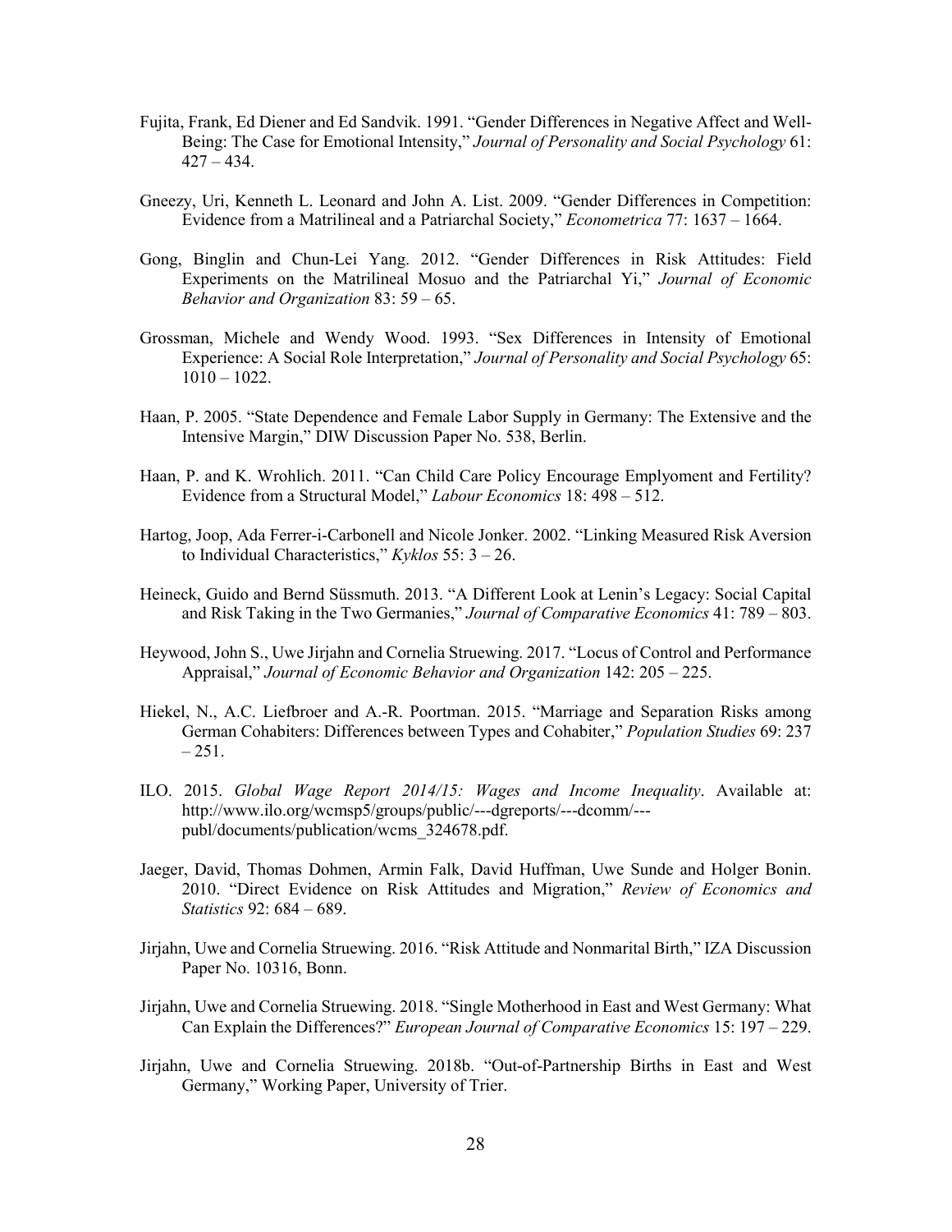Fujita, Frank, Ed Diener and Ed Sandvik. 1991. "Gender Differences in Negative Affect and Well-Being: The Case for Emotional Intensity," *Journal of Personality and Social Psychology* 61: 427 – 434.

Gneezy, Uri, Kenneth L. Leonard and John A. List. 2009. "Gender Differences in Competition: Evidence from a Matrilineal and a Patriarchal Society," *Econometrica* 77: 1637 – 1664.

Gong, Binglin and Chun-Lei Yang. 2012. "Gender Differences in Risk Attitudes: Field Experiments on the Matrilineal Mosuo and the Patriarchal Yi," *Journal of Economic Behavior and Organization* 83: 59 – 65.

Grossman, Michele and Wendy Wood. 1993. "Sex Differences in Intensity of Emotional Experience: A Social Role Interpretation," *Journal of Personality and Social Psychology* 65: 1010 – 1022.

Haan, P. 2005. "State Dependence and Female Labor Supply in Germany: The Extensive and the Intensive Margin," DIW Discussion Paper No. 538, Berlin.

Haan, P. and K. Wrohlich. 2011. "Can Child Care Policy Encourage Emplyoment and Fertility? Evidence from a Structural Model," *Labour Economics* 18: 498 – 512.

Hartog, Joop, Ada Ferrer-i-Carbonell and Nicole Jonker. 2002. "Linking Measured Risk Aversion to Individual Characteristics," *Kyklos* 55: 3 – 26.

Heineck, Guido and Bernd Süssmuth. 2013. "A Different Look at Lenin's Legacy: Social Capital and Risk Taking in the Two Germanies," *Journal of Comparative Economics* 41: 789 – 803.

Heywood, John S., Uwe Jirjahn and Cornelia Struewing. 2017. "Locus of Control and Performance Appraisal," *Journal of Economic Behavior and Organization* 142: 205 – 225.

Hiekel, N., A.C. Liefbroer and A.-R. Poortman. 2015. "Marriage and Separation Risks among German Cohabiters: Differences between Types and Cohabiter," *Population Studies* 69: 237 – 251.

ILO. 2015. *Global Wage Report 2014/15: Wages and Income Inequality*. Available at: http://www.ilo.org/wcmsp5/groups/public/---dgreports/---dcomm/---publ/documents/publication/wcms_324678.pdf.

Jaeger, David, Thomas Dohmen, Armin Falk, David Huffman, Uwe Sunde and Holger Bonin. 2010. "Direct Evidence on Risk Attitudes and Migration," *Review of Economics and Statistics* 92: 684 – 689.

Jirjahn, Uwe and Cornelia Struewing. 2016. "Risk Attitude and Nonmarital Birth," IZA Discussion Paper No. 10316, Bonn.

Jirjahn, Uwe and Cornelia Struewing. 2018. "Single Motherhood in East and West Germany: What Can Explain the Differences?" *European Journal of Comparative Economics* 15: 197 – 229.

Jirjahn, Uwe and Cornelia Struewing. 2018b. "Out-of-Partnership Births in East and West Germany," Working Paper, University of Trier.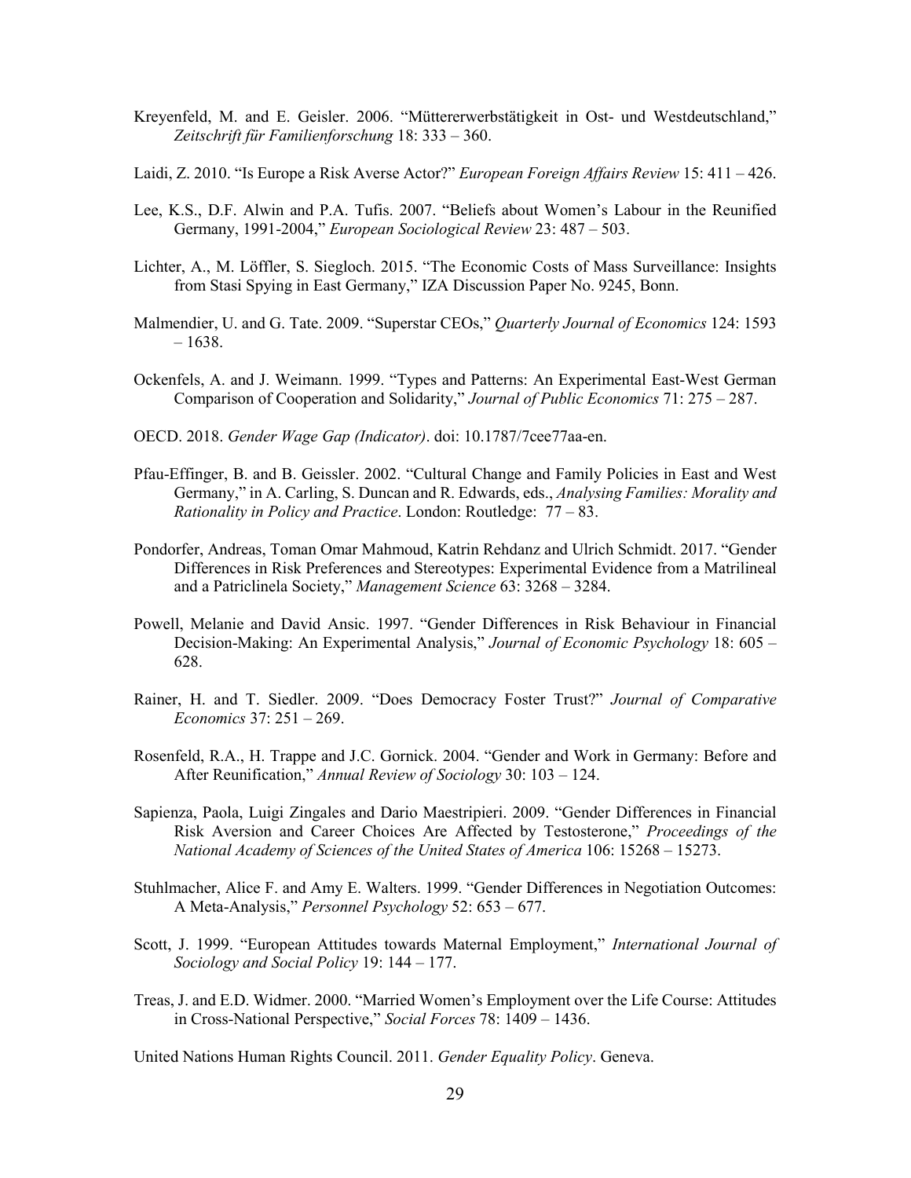Kreyenfeld, M. and E. Geisler. 2006. "Müttererwerbstätigkeit in Ost- und Westdeutschland," *Zeitschrift für Familienforschung* 18: 333 – 360.

Laidi, Z. 2010. "Is Europe a Risk Averse Actor?" *European Foreign Affairs Review* 15: 411 – 426.

Lee, K.S., D.F. Alwin and P.A. Tufis. 2007. "Beliefs about Women's Labour in the Reunified Germany, 1991-2004," *European Sociological Review* 23: 487 – 503.

Lichter, A., M. Löffler, S. Siegloch. 2015. "The Economic Costs of Mass Surveillance: Insights from Stasi Spying in East Germany," IZA Discussion Paper No. 9245, Bonn.

Malmendier, U. and G. Tate. 2009. "Superstar CEOs," *Quarterly Journal of Economics* 124: 1593 – 1638.

Ockenfels, A. and J. Weimann. 1999. "Types and Patterns: An Experimental East-West German Comparison of Cooperation and Solidarity," *Journal of Public Economics* 71: 275 – 287.

OECD. 2018. *Gender Wage Gap (Indicator)*. doi: 10.1787/7cee77aa-en.

Pfau-Effinger, B. and B. Geissler. 2002. "Cultural Change and Family Policies in East and West Germany," in A. Carling, S. Duncan and R. Edwards, eds., *Analysing Families: Morality and Rationality in Policy and Practice*. London: Routledge: 77 – 83.

Pondorfer, Andreas, Toman Omar Mahmoud, Katrin Rehdanz and Ulrich Schmidt. 2017. "Gender Differences in Risk Preferences and Stereotypes: Experimental Evidence from a Matrilineal and a Patriclinela Society," *Management Science* 63: 3268 – 3284.

Powell, Melanie and David Ansic. 1997. "Gender Differences in Risk Behaviour in Financial Decision-Making: An Experimental Analysis," *Journal of Economic Psychology* 18: 605 – 628.

Rainer, H. and T. Siedler. 2009. "Does Democracy Foster Trust?" *Journal of Comparative Economics* 37: 251 – 269.

Rosenfeld, R.A., H. Trappe and J.C. Gornick. 2004. "Gender and Work in Germany: Before and After Reunification," *Annual Review of Sociology* 30: 103 – 124.

Sapienza, Paola, Luigi Zingales and Dario Maestripieri. 2009. "Gender Differences in Financial Risk Aversion and Career Choices Are Affected by Testosterone," *Proceedings of the National Academy of Sciences of the United States of America* 106: 15268 – 15273.

Stuhlmacher, Alice F. and Amy E. Walters. 1999. "Gender Differences in Negotiation Outcomes: A Meta-Analysis," *Personnel Psychology* 52: 653 – 677.

Scott, J. 1999. "European Attitudes towards Maternal Employment," *International Journal of Sociology and Social Policy* 19: 144 – 177.

Treas, J. and E.D. Widmer. 2000. "Married Women's Employment over the Life Course: Attitudes in Cross-National Perspective," *Social Forces* 78: 1409 – 1436.

United Nations Human Rights Council. 2011. *Gender Equality Policy*. Geneva.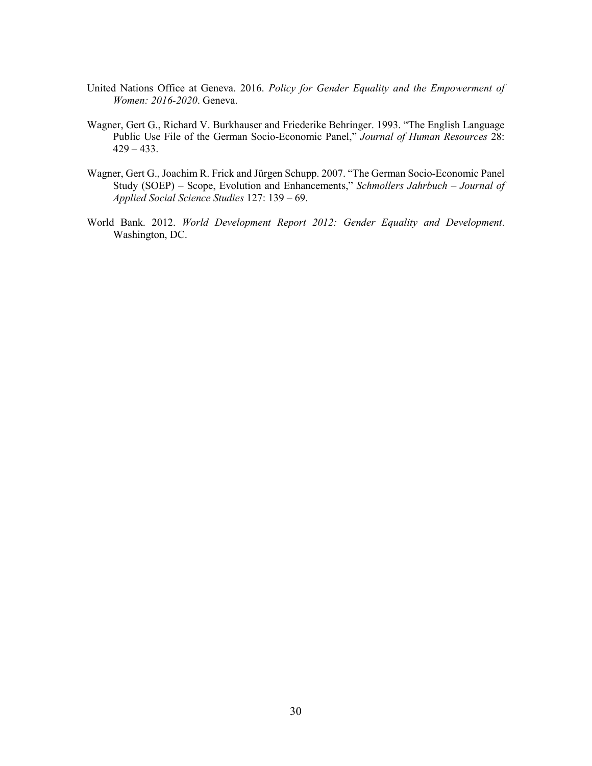United Nations Office at Geneva. 2016. *Policy for Gender Equality and the Empowerment of Women: 2016-2020*. Geneva.

Wagner, Gert G., Richard V. Burkhauser and Friederike Behringer. 1993. "The English Language Public Use File of the German Socio-Economic Panel," *Journal of Human Resources* 28: 429 – 433.

Wagner, Gert G., Joachim R. Frick and Jürgen Schupp. 2007. "The German Socio-Economic Panel Study (SOEP) – Scope, Evolution and Enhancements," *Schmollers Jahrbuch – Journal of Applied Social Science Studies* 127: 139 – 69.

World Bank. 2012. *World Development Report 2012: Gender Equality and Development*. Washington, DC.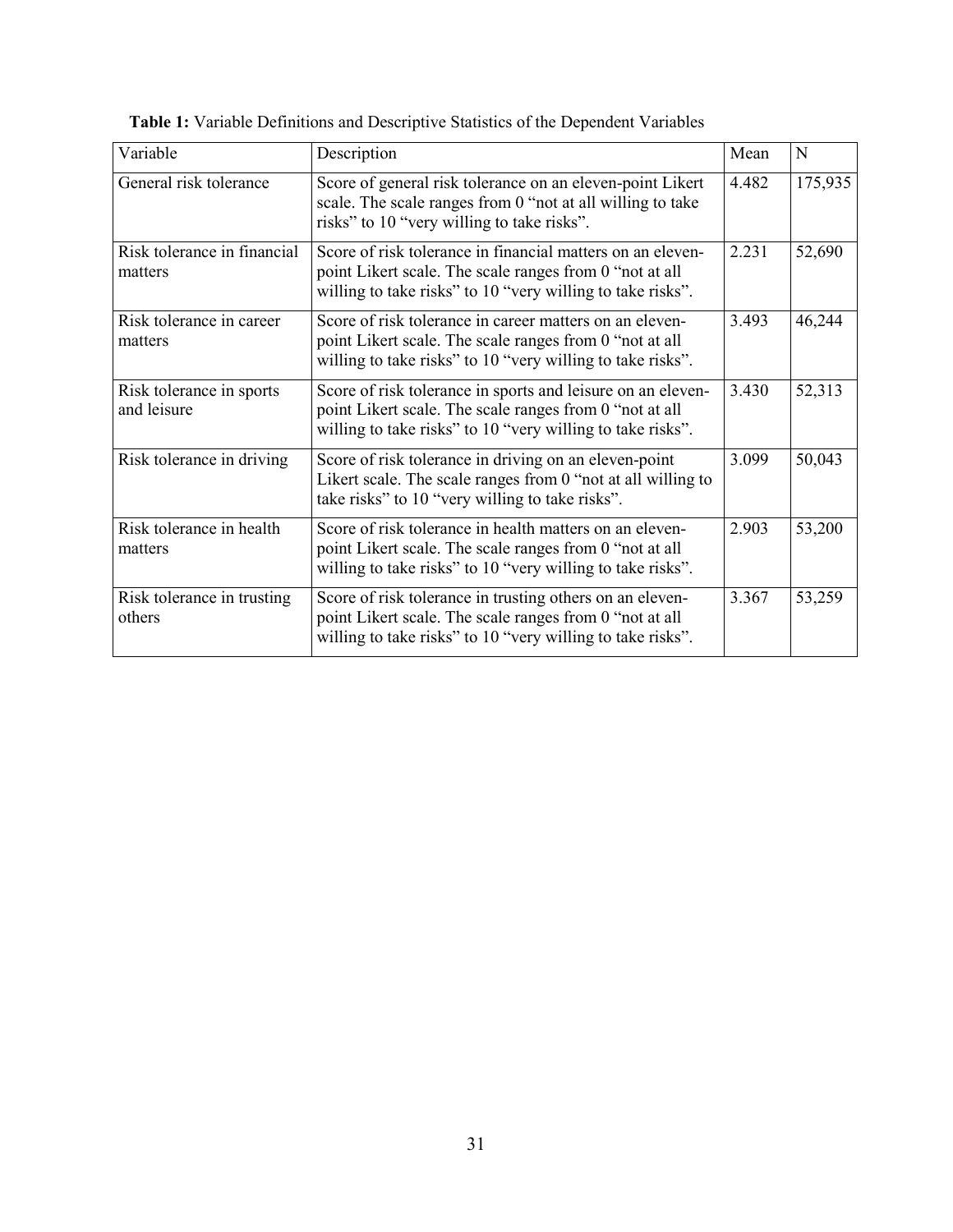**Table 1:** Variable Definitions and Descriptive Statistics of the Dependent Variables

| Variable | Description | Mean | N |
|---|---|---|---|
| General risk tolerance | Score of general risk tolerance on an eleven-point Likert scale. The scale ranges from 0 "not at all willing to take risks" to 10 "very willing to take risks". | 4.482 | 175,935 |
| Risk tolerance in financial matters | Score of risk tolerance in financial matters on an eleven-point Likert scale. The scale ranges from 0 "not at all willing to take risks" to 10 "very willing to take risks". | 2.231 | 52,690 |
| Risk tolerance in career matters | Score of risk tolerance in career matters on an eleven-point Likert scale. The scale ranges from 0 "not at all willing to take risks" to 10 "very willing to take risks". | 3.493 | 46,244 |
| Risk tolerance in sports and leisure | Score of risk tolerance in sports and leisure on an eleven-point Likert scale. The scale ranges from 0 "not at all willing to take risks" to 10 "very willing to take risks". | 3.430 | 52,313 |
| Risk tolerance in driving | Score of risk tolerance in driving on an eleven-point Likert scale. The scale ranges from 0 "not at all willing to take risks" to 10 "very willing to take risks". | 3.099 | 50,043 |
| Risk tolerance in health matters | Score of risk tolerance in health matters on an eleven-point Likert scale. The scale ranges from 0 "not at all willing to take risks" to 10 "very willing to take risks". | 2.903 | 53,200 |
| Risk tolerance in trusting others | Score of risk tolerance in trusting others on an eleven-point Likert scale. The scale ranges from 0 "not at all willing to take risks" to 10 "very willing to take risks". | 3.367 | 53,259 |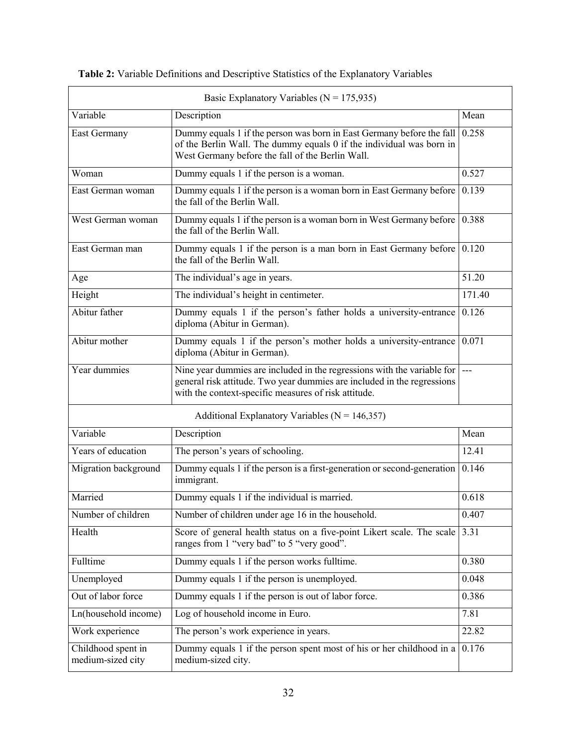**Table 2:** Variable Definitions and Descriptive Statistics of the Explanatory Variables

| Basic Explanatory Variables (N = 175,935) | | |
|---|---|---|
| Variable | Description | Mean |
| East Germany | Dummy equals 1 if the person was born in East Germany before the fall of the Berlin Wall. The dummy equals 0 if the individual was born in West Germany before the fall of the Berlin Wall. | 0.258 |
| Woman | Dummy equals 1 if the person is a woman. | 0.527 |
| East German woman | Dummy equals 1 if the person is a woman born in East Germany before the fall of the Berlin Wall. | 0.139 |
| West German woman | Dummy equals 1 if the person is a woman born in West Germany before the fall of the Berlin Wall. | 0.388 |
| East German man | Dummy equals 1 if the person is a man born in East Germany before the fall of the Berlin Wall. | 0.120 |
| Age | The individual's age in years. | 51.20 |
| Height | The individual's height in centimeter. | 171.40 |
| Abitur father | Dummy equals 1 if the person's father holds a university-entrance diploma (Abitur in German). | 0.126 |
| Abitur mother | Dummy equals 1 if the person's mother holds a university-entrance diploma (Abitur in German). | 0.071 |
| Year dummies | Nine year dummies are included in the regressions with the variable for general risk attitude. Two year dummies are included in the regressions with the context-specific measures of risk attitude. | --- |
| **Additional Explanatory Variables (N = 146,357)** | | |
| Variable | Description | Mean |
| Years of education | The person's years of schooling. | 12.41 |
| Migration background | Dummy equals 1 if the person is a first-generation or second-generation immigrant. | 0.146 |
| Married | Dummy equals 1 if the individual is married. | 0.618 |
| Number of children | Number of children under age 16 in the household. | 0.407 |
| Health | Score of general health status on a five-point Likert scale. The scale ranges from 1 "very bad" to 5 "very good". | 3.31 |
| Fulltime | Dummy equals 1 if the person works fulltime. | 0.380 |
| Unemployed | Dummy equals 1 if the person is unemployed. | 0.048 |
| Out of labor force | Dummy equals 1 if the person is out of labor force. | 0.386 |
| Ln(household income) | Log of household income in Euro. | 7.81 |
| Work experience | The person's work experience in years. | 22.82 |
| Childhood spent in medium-sized city | Dummy equals 1 if the person spent most of his or her childhood in a medium-sized city. | 0.176 |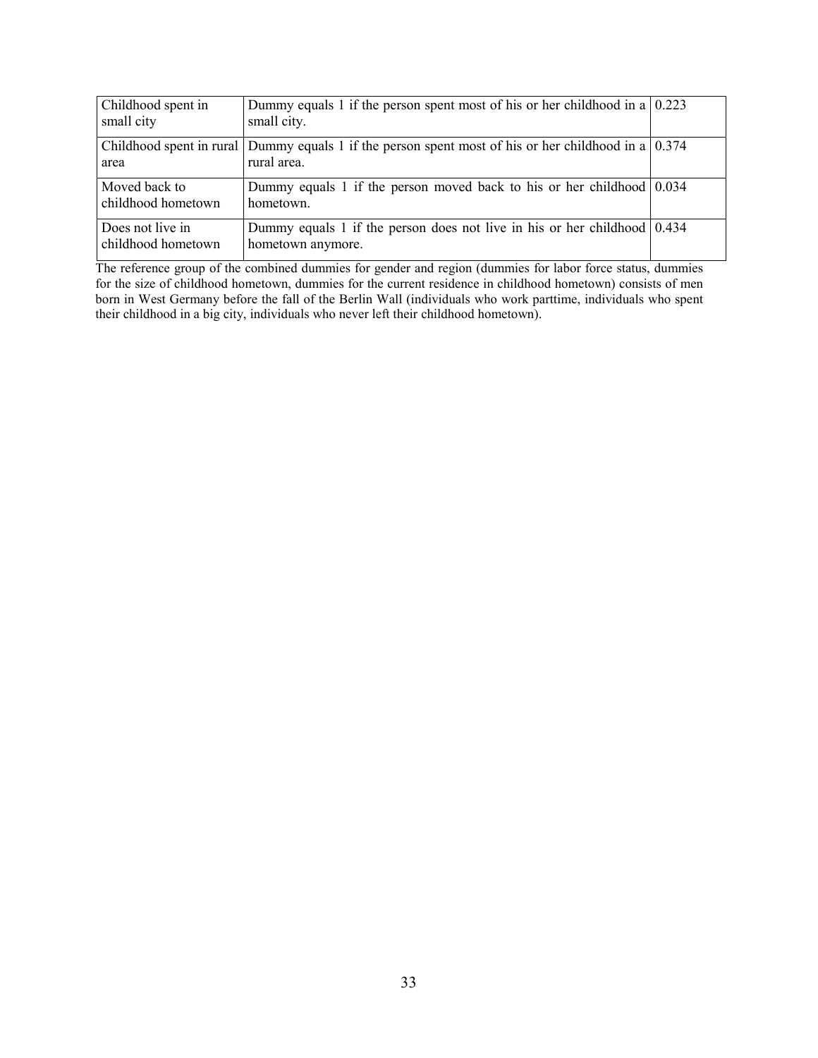| | | |
|---|---|---|
| Childhood spent in small city | Dummy equals 1 if the person spent most of his or her childhood in a small city. | 0.223 |
| Childhood spent in rural area | Dummy equals 1 if the person spent most of his or her childhood in a rural area. | 0.374 |
| Moved back to childhood hometown | Dummy equals 1 if the person moved back to his or her childhood hometown. | 0.034 |
| Does not live in childhood hometown | Dummy equals 1 if the person does not live in his or her childhood hometown anymore. | 0.434 |

The reference group of the combined dummies for gender and region (dummies for labor force status, dummies for the size of childhood hometown, dummies for the current residence in childhood hometown) consists of men born in West Germany before the fall of the Berlin Wall (individuals who work parttime, individuals who spent their childhood in a big city, individuals who never left their childhood hometown).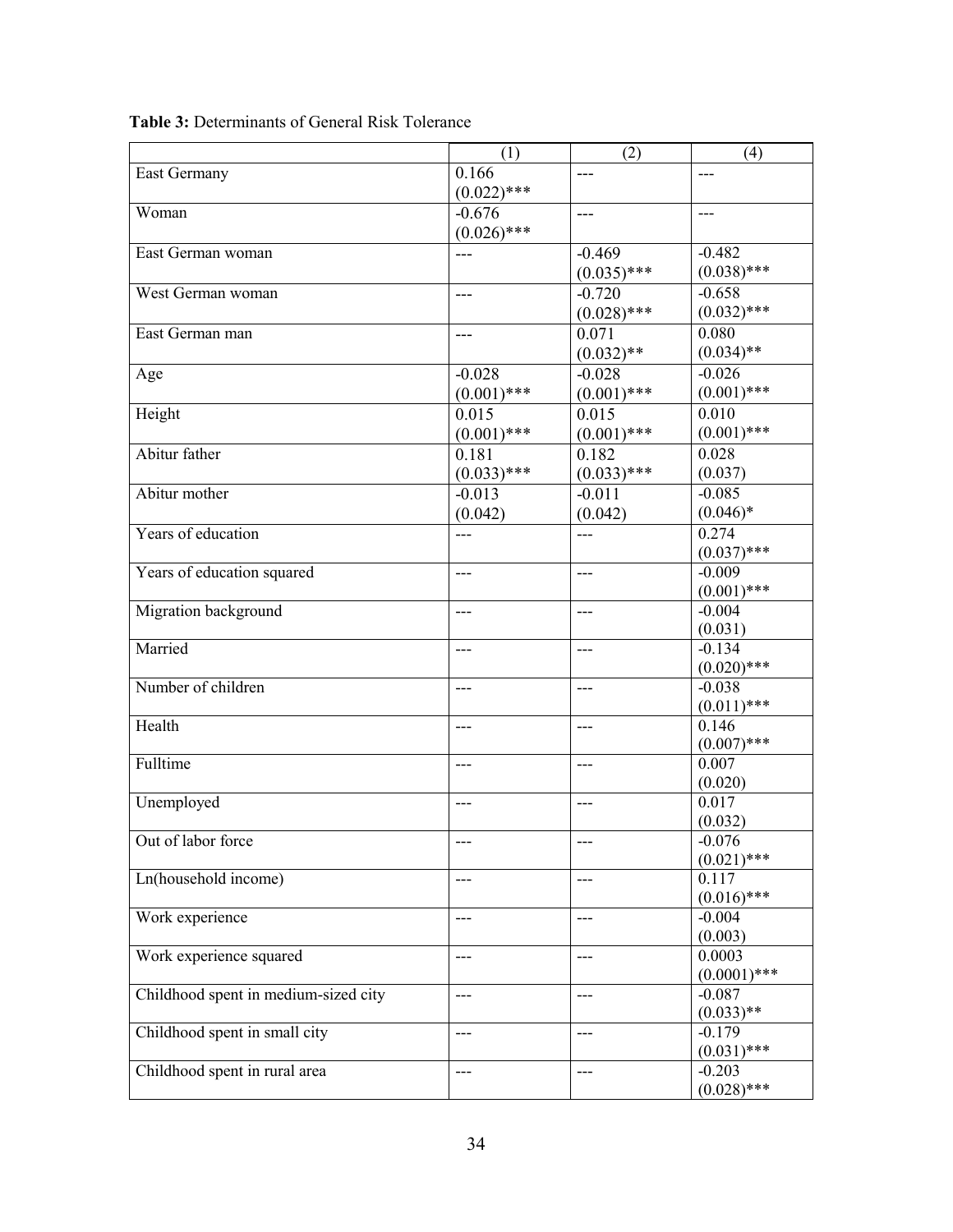**Table 3:** Determinants of General Risk Tolerance

| | (1) | (2) | (4) |
|---|---|---|---|
| East Germany | 0.166 (0.022)*** | --- | --- |
| Woman | -0.676 (0.026)*** | --- | --- |
| East German woman | --- | -0.469 (0.035)*** | -0.482 (0.038)*** |
| West German woman | --- | -0.720 (0.028)*** | -0.658 (0.032)*** |
| East German man | --- | 0.071 (0.032)** | 0.080 (0.034)** |
| Age | -0.028 (0.001)*** | -0.028 (0.001)*** | -0.026 (0.001)*** |
| Height | 0.015 (0.001)*** | 0.015 (0.001)*** | 0.010 (0.001)*** |
| Abitur father | 0.181 (0.033)*** | 0.182 (0.033)*** | 0.028 (0.037) |
| Abitur mother | -0.013 (0.042) | -0.011 (0.042) | -0.085 (0.046)* |
| Years of education | --- | --- | 0.274 (0.037)*** |
| Years of education squared | --- | --- | -0.009 (0.001)*** |
| Migration background | --- | --- | -0.004 (0.031) |
| Married | --- | --- | -0.134 (0.020)*** |
| Number of children | --- | --- | -0.038 (0.011)*** |
| Health | --- | --- | 0.146 (0.007)*** |
| Fulltime | --- | --- | 0.007 (0.020) |
| Unemployed | --- | --- | 0.017 (0.032) |
| Out of labor force | --- | --- | -0.076 (0.021)*** |
| Ln(household income) | --- | --- | 0.117 (0.016)*** |
| Work experience | --- | --- | -0.004 (0.003) |
| Work experience squared | --- | --- | 0.0003 (0.0001)*** |
| Childhood spent in medium-sized city | --- | --- | -0.087 (0.033)** |
| Childhood spent in small city | --- | --- | -0.179 (0.031)*** |
| Childhood spent in rural area | --- | --- | -0.203 (0.028)*** |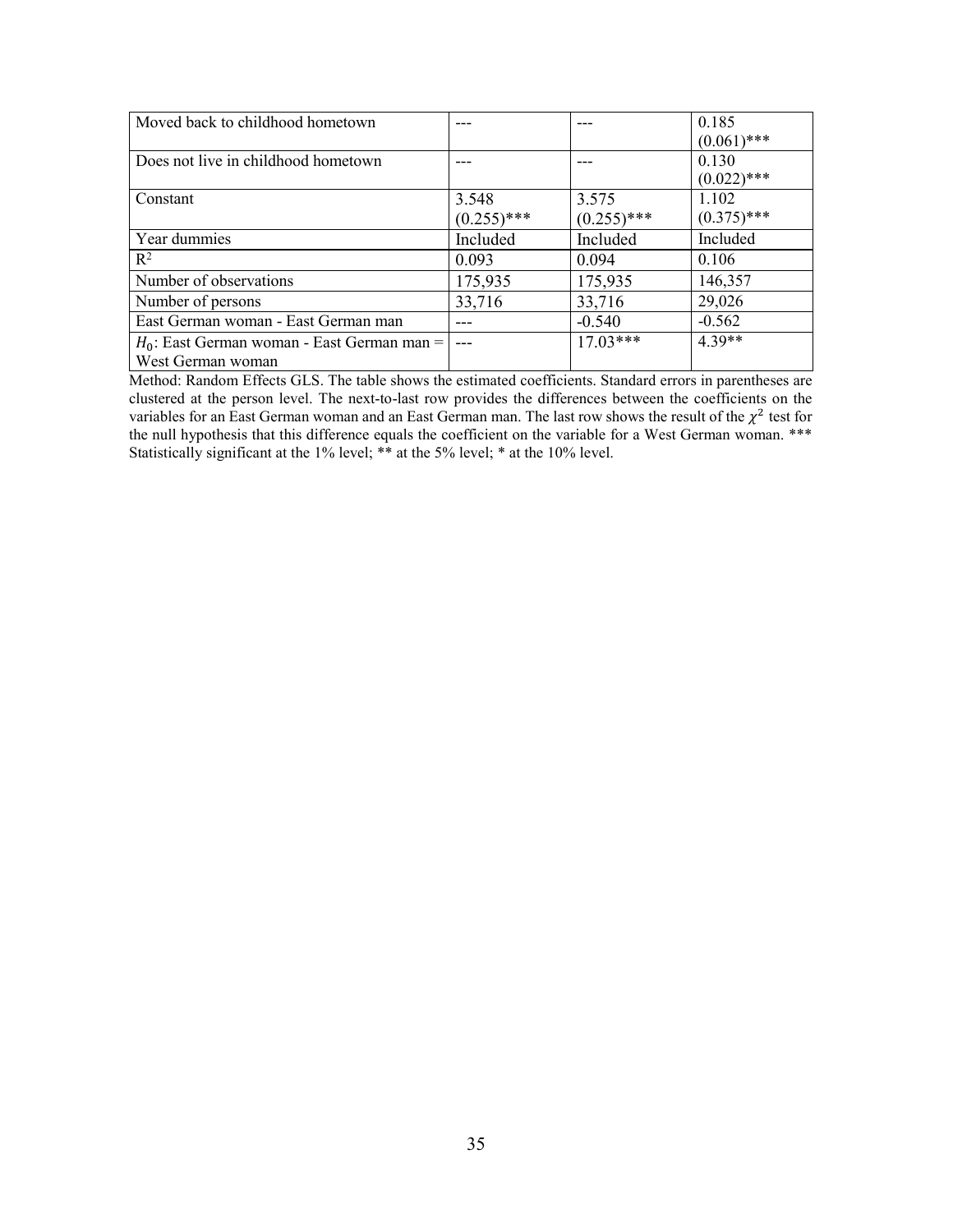| | | | |
|---|---|---|---|
| Moved back to childhood hometown | --- | --- | 0.185 (0.061)*** |
| Does not live in childhood hometown | --- | --- | 0.130 (0.022)*** |
| Constant | 3.548 (0.255)*** | 3.575 (0.255)*** | 1.102 (0.375)*** |
| Year dummies | Included | Included | Included |
| $R^2$ | 0.093 | 0.094 | 0.106 |
| Number of observations | 175,935 | 175,935 | 146,357 |
| Number of persons | 33,716 | 33,716 | 29,026 |
| East German woman - East German man | --- | -0.540 | -0.562 |
| $H_0$: East German woman - East German man = West German woman | --- | 17.03*** | 4.39** |

Method: Random Effects GLS. The table shows the estimated coefficients. Standard errors in parentheses are clustered at the person level. The next-to-last row provides the differences between the coefficients on the variables for an East German woman and an East German man. The last row shows the result of the $\chi^2$ test for the null hypothesis that this difference equals the coefficient on the variable for a West German woman. *** Statistically significant at the 1% level; ** at the 5% level; * at the 10% level.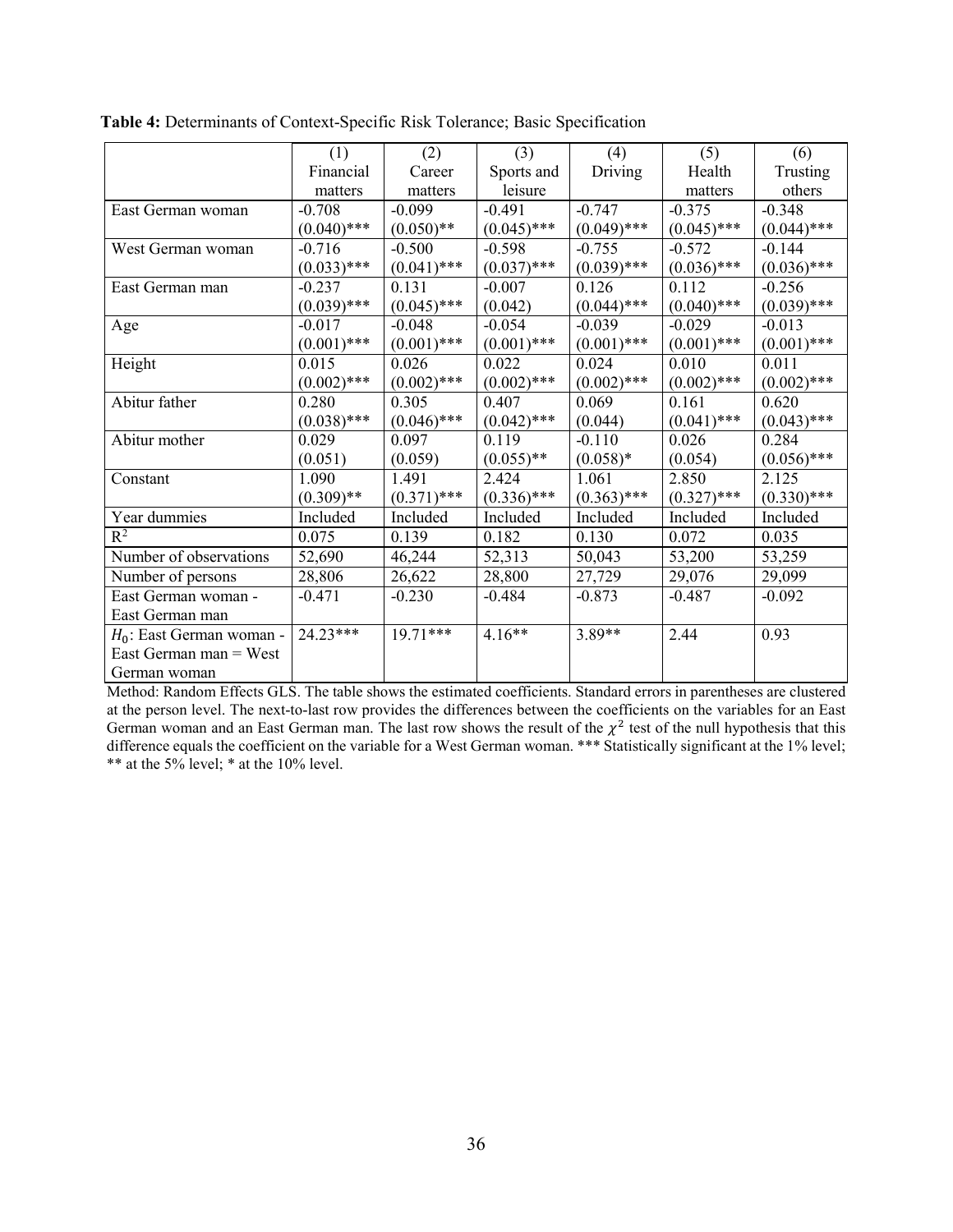**Table 4:** Determinants of Context-Specific Risk Tolerance; Basic Specification

| | (1) Financial matters | (2) Career matters | (3) Sports and leisure | (4) Driving | (5) Health matters | (6) Trusting others |
|---|---|---|---|---|---|---|
| East German woman | -0.708 | -0.099 | -0.491 | -0.747 | -0.375 | -0.348 |
| | (0.040)*** | (0.050)** | (0.045)*** | (0.049)*** | (0.045)*** | (0.044)*** |
| West German woman | -0.716 | -0.500 | -0.598 | -0.755 | -0.572 | -0.144 |
| | (0.033)*** | (0.041)*** | (0.037)*** | (0.039)*** | (0.036)*** | (0.036)*** |
| East German man | -0.237 | 0.131 | -0.007 | 0.126 | 0.112 | -0.256 |
| | (0.039)*** | (0.045)*** | (0.042) | (0.044)*** | (0.040)*** | (0.039)*** |
| Age | -0.017 | -0.048 | -0.054 | -0.039 | -0.029 | -0.013 |
| | (0.001)*** | (0.001)*** | (0.001)*** | (0.001)*** | (0.001)*** | (0.001)*** |
| Height | 0.015 | 0.026 | 0.022 | 0.024 | 0.010 | 0.011 |
| | (0.002)*** | (0.002)*** | (0.002)*** | (0.002)*** | (0.002)*** | (0.002)*** |
| Abitur father | 0.280 | 0.305 | 0.407 | 0.069 | 0.161 | 0.620 |
| | (0.038)*** | (0.046)*** | (0.042)*** | (0.044) | (0.041)*** | (0.043)*** |
| Abitur mother | 0.029 | 0.097 | 0.119 | -0.110 | 0.026 | 0.284 |
| | (0.051) | (0.059) | (0.055)** | (0.058)* | (0.054) | (0.056)*** |
| Constant | 1.090 | 1.491 | 2.424 | 1.061 | 2.850 | 2.125 |
| | (0.309)** | (0.371)*** | (0.336)*** | (0.363)*** | (0.327)*** | (0.330)*** |
| Year dummies | Included | Included | Included | Included | Included | Included |
| $R^2$ | 0.075 | 0.139 | 0.182 | 0.130 | 0.072 | 0.035 |
| Number of observations | 52,690 | 46,244 | 52,313 | 50,043 | 53,200 | 53,259 |
| Number of persons | 28,806 | 26,622 | 28,800 | 27,729 | 29,076 | 29,099 |
| East German woman - East German man | -0.471 | -0.230 | -0.484 | -0.873 | -0.487 | -0.092 |
| $H_0$: East German woman - East German man = West German woman | 24.23*** | 19.71*** | 4.16** | 3.89** | 2.44 | 0.93 |

Method: Random Effects GLS. The table shows the estimated coefficients. Standard errors in parentheses are clustered at the person level. The next-to-last row provides the differences between the coefficients on the variables for an East German woman and an East German man. The last row shows the result of the $\chi^2$ test of the null hypothesis that this difference equals the coefficient on the variable for a West German woman. *** Statistically significant at the 1% level; ** at the 5% level; * at the 10% level.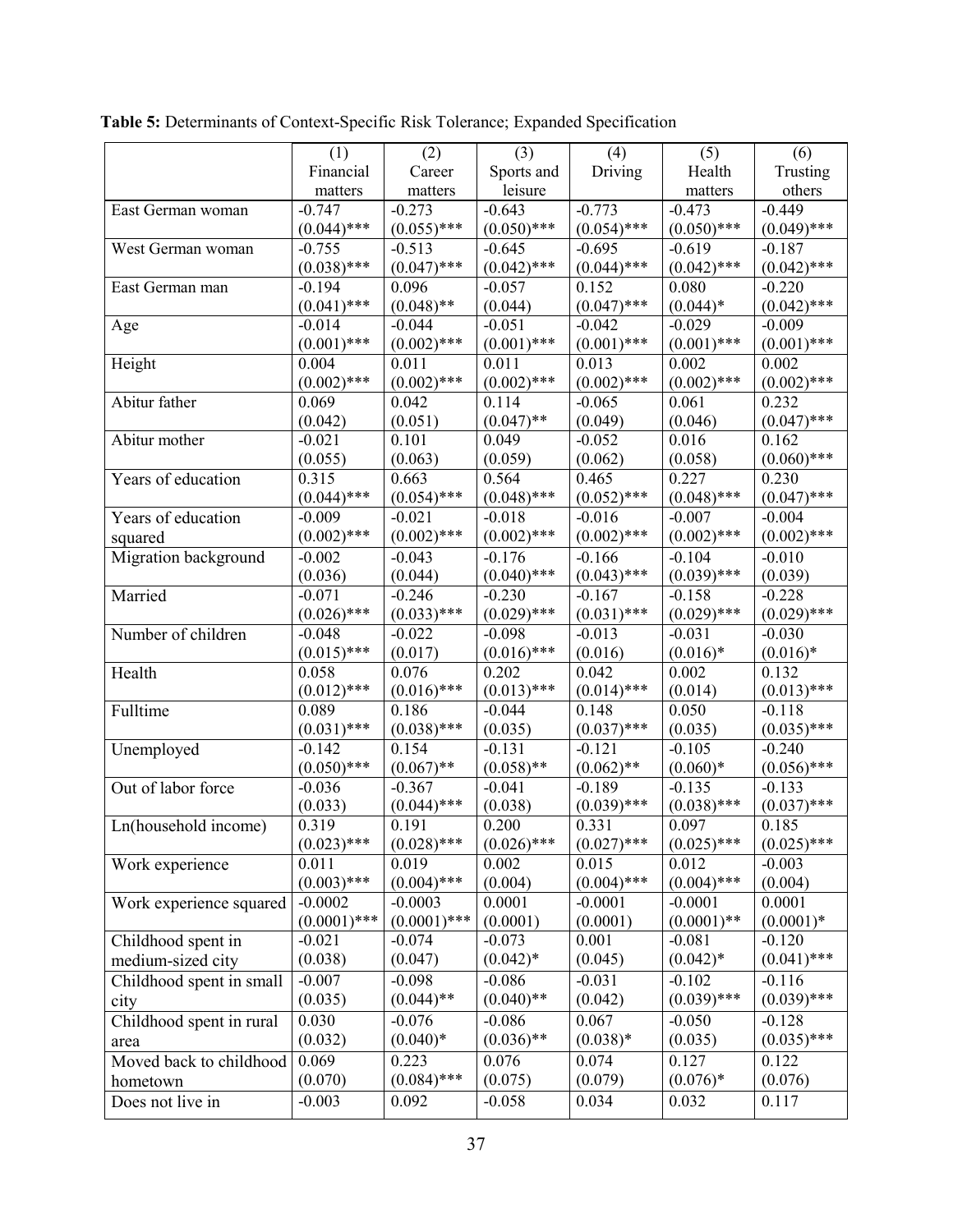**Table 5:** Determinants of Context-Specific Risk Tolerance; Expanded Specification

| | (1) Financial matters | (2) Career matters | (3) Sports and leisure | (4) Driving | (5) Health matters | (6) Trusting others |
|---|---|---|---|---|---|---|
| East German woman | -0.747<br>(0.044)*** | -0.273<br>(0.055)*** | -0.643<br>(0.050)*** | -0.773<br>(0.054)*** | -0.473<br>(0.050)*** | -0.449<br>(0.049)*** |
| West German woman | -0.755<br>(0.038)*** | -0.513<br>(0.047)*** | -0.645<br>(0.042)*** | -0.695<br>(0.044)*** | -0.619<br>(0.042)*** | -0.187<br>(0.042)*** |
| East German man | -0.194<br>(0.041)*** | 0.096<br>(0.048)** | -0.057<br>(0.044) | 0.152<br>(0.047)*** | 0.080<br>(0.044)* | -0.220<br>(0.042)*** |
| Age | -0.014<br>(0.001)*** | -0.044<br>(0.002)*** | -0.051<br>(0.001)*** | -0.042<br>(0.001)*** | -0.029<br>(0.001)*** | -0.009<br>(0.001)*** |
| Height | 0.004<br>(0.002)*** | 0.011<br>(0.002)*** | 0.011<br>(0.002)*** | 0.013<br>(0.002)*** | 0.002<br>(0.002)*** | 0.002<br>(0.002)*** |
| Abitur father | 0.069<br>(0.042) | 0.042<br>(0.051) | 0.114<br>(0.047)** | -0.065<br>(0.049) | 0.061<br>(0.046) | 0.232<br>(0.047)*** |
| Abitur mother | -0.021<br>(0.055) | 0.101<br>(0.063) | 0.049<br>(0.059) | -0.052<br>(0.062) | 0.016<br>(0.058) | 0.162<br>(0.060)*** |
| Years of education | 0.315<br>(0.044)*** | 0.663<br>(0.054)*** | 0.564<br>(0.048)*** | 0.465<br>(0.052)*** | 0.227<br>(0.048)*** | 0.230<br>(0.047)*** |
| Years of education squared | -0.009<br>(0.002)*** | -0.021<br>(0.002)*** | -0.018<br>(0.002)*** | -0.016<br>(0.002)*** | -0.007<br>(0.002)*** | -0.004<br>(0.002)*** |
| Migration background | -0.002<br>(0.036) | -0.043<br>(0.044) | -0.176<br>(0.040)*** | -0.166<br>(0.043)*** | -0.104<br>(0.039)*** | -0.010<br>(0.039) |
| Married | -0.071<br>(0.026)*** | -0.246<br>(0.033)*** | -0.230<br>(0.029)*** | -0.167<br>(0.031)*** | -0.158<br>(0.029)*** | -0.228<br>(0.029)*** |
| Number of children | -0.048<br>(0.015)*** | -0.022<br>(0.017) | -0.098<br>(0.016)*** | -0.013<br>(0.016) | -0.031<br>(0.016)* | -0.030<br>(0.016)* |
| Health | 0.058<br>(0.012)*** | 0.076<br>(0.016)*** | 0.202<br>(0.013)*** | 0.042<br>(0.014)*** | 0.002<br>(0.014) | 0.132<br>(0.013)*** |
| Fulltime | 0.089<br>(0.031)*** | 0.186<br>(0.038)*** | -0.044<br>(0.035) | 0.148<br>(0.037)*** | 0.050<br>(0.035) | -0.118<br>(0.035)*** |
| Unemployed | -0.142<br>(0.050)*** | 0.154<br>(0.067)** | -0.131<br>(0.058)** | -0.121<br>(0.062)** | -0.105<br>(0.060)* | -0.240<br>(0.056)*** |
| Out of labor force | -0.036<br>(0.033) | -0.367<br>(0.044)*** | -0.041<br>(0.038) | -0.189<br>(0.039)*** | -0.135<br>(0.038)*** | -0.133<br>(0.037)*** |
| Ln(household income) | 0.319<br>(0.023)*** | 0.191<br>(0.028)*** | 0.200<br>(0.026)*** | 0.331<br>(0.027)*** | 0.097<br>(0.025)*** | 0.185<br>(0.025)*** |
| Work experience | 0.011<br>(0.003)*** | 0.019<br>(0.004)*** | 0.002<br>(0.004) | 0.015<br>(0.004)*** | 0.012<br>(0.004)*** | -0.003<br>(0.004) |
| Work experience squared | -0.0002<br>(0.0001)*** | -0.0003<br>(0.0001)*** | 0.0001<br>(0.0001) | -0.0001<br>(0.0001) | -0.0001<br>(0.0001)** | 0.0001<br>(0.0001)* |
| Childhood spent in medium-sized city | -0.021<br>(0.038) | -0.074<br>(0.047) | -0.073<br>(0.042)* | 0.001<br>(0.045) | -0.081<br>(0.042)* | -0.120<br>(0.041)*** |
| Childhood spent in small city | -0.007<br>(0.035) | -0.098<br>(0.044)** | -0.086<br>(0.040)** | -0.031<br>(0.042) | -0.102<br>(0.039)*** | -0.116<br>(0.039)*** |
| Childhood spent in rural area | 0.030<br>(0.032) | -0.076<br>(0.040)* | -0.086<br>(0.036)** | 0.067<br>(0.038)* | -0.050<br>(0.035) | -0.128<br>(0.035)*** |
| Moved back to childhood hometown | 0.069<br>(0.070) | 0.223<br>(0.084)*** | 0.076<br>(0.075) | 0.074<br>(0.079) | 0.127<br>(0.076)* | 0.122<br>(0.076) |
| Does not live in | -0.003 | 0.092 | -0.058 | 0.034 | 0.032 | 0.117 |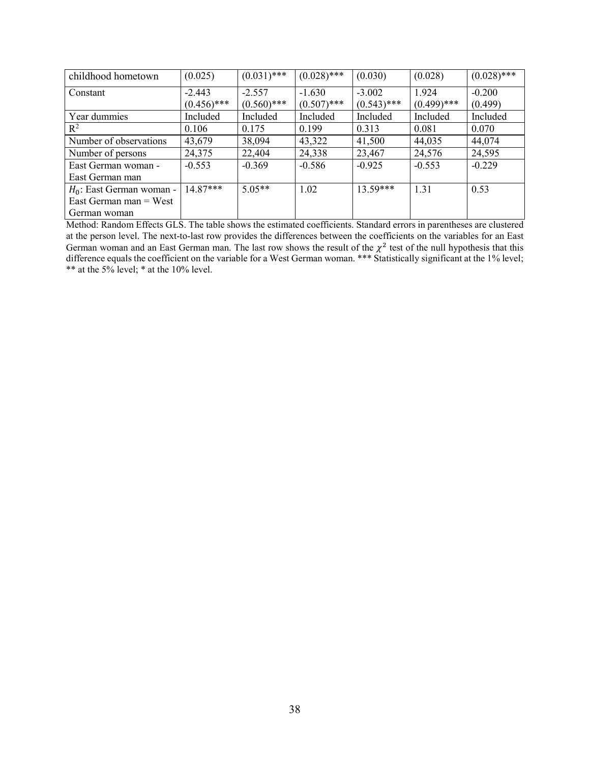| childhood hometown | (0.025) | (0.031)*** | (0.028)*** | (0.030) | (0.028) | (0.028)*** |
|---|---|---|---|---|---|---|
| Constant | -2.443 (0.456)*** | -2.557 (0.560)*** | -1.630 (0.507)*** | -3.002 (0.543)*** | 1.924 (0.499)*** | -0.200 (0.499) |
| Year dummies | Included | Included | Included | Included | Included | Included |
| $R^2$ | 0.106 | 0.175 | 0.199 | 0.313 | 0.081 | 0.070 |
| Number of observations | 43,679 | 38,094 | 43,322 | 41,500 | 44,035 | 44,074 |
| Number of persons | 24,375 | 22,404 | 24,338 | 23,467 | 24,576 | 24,595 |
| East German woman - East German man | -0.553 | -0.369 | -0.586 | -0.925 | -0.553 | -0.229 |
| $H_0$: East German woman - East German man = West German woman | 14.87*** | 5.05** | 1.02 | 13.59*** | 1.31 | 0.53 |

Method: Random Effects GLS. The table shows the estimated coefficients. Standard errors in parentheses are clustered at the person level. The next-to-last row provides the differences between the coefficients on the variables for an East German woman and an East German man. The last row shows the result of the $\chi^2$ test of the null hypothesis that this difference equals the coefficient on the variable for a West German woman. *** Statistically significant at the 1% level; ** at the 5% level; * at the 10% level.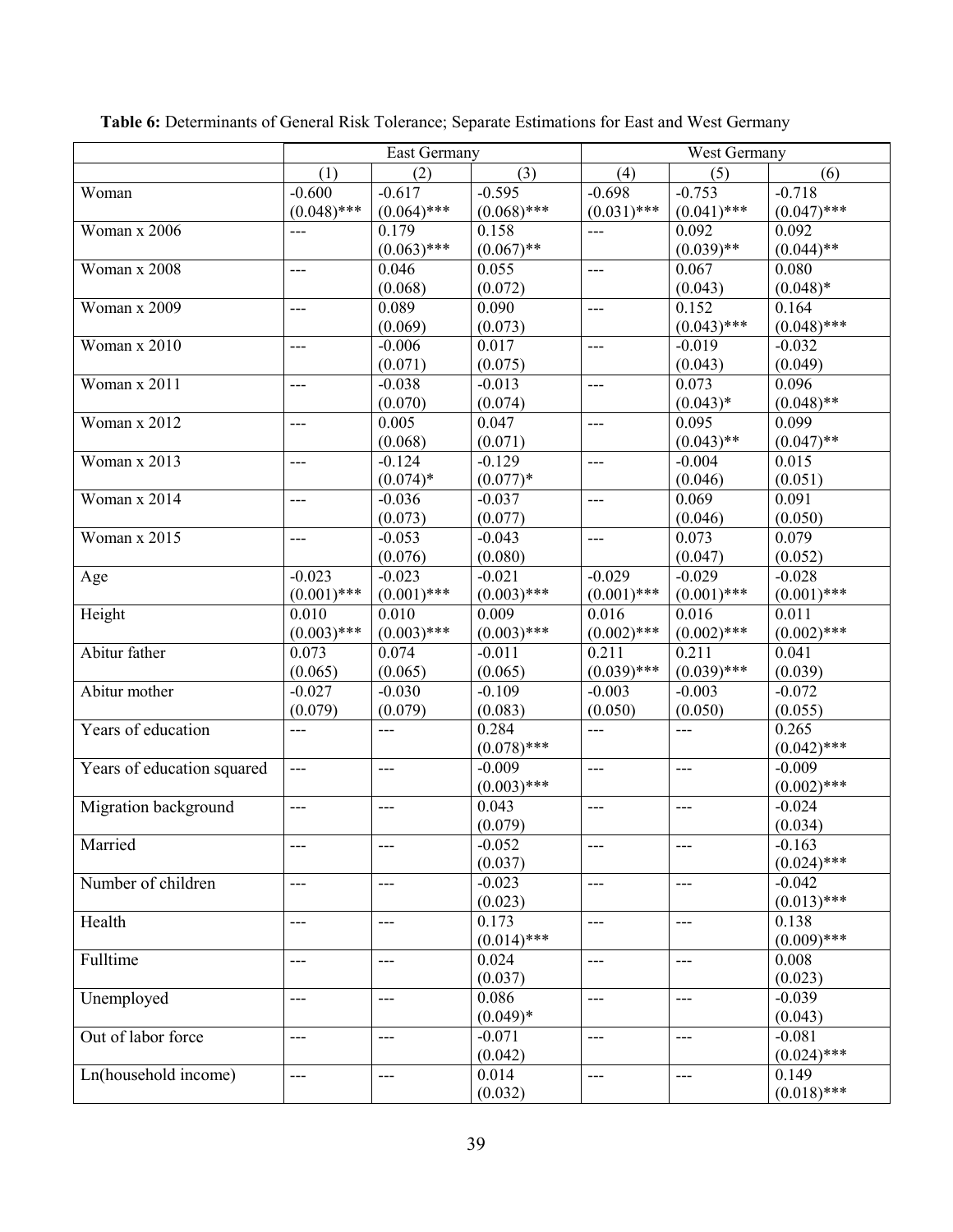**Table 6:** Determinants of General Risk Tolerance; Separate Estimations for East and West Germany

| | East Germany | | | West Germany | | |
|---|---|---|---|---|---|---|
| | (1) | (2) | (3) | (4) | (5) | (6) |
| Woman | -0.600 (0.048)*** | -0.617 (0.064)*** | -0.595 (0.068)*** | -0.698 (0.031)*** | -0.753 (0.041)*** | -0.718 (0.047)*** |
| Woman x 2006 | --- | 0.179 (0.063)*** | 0.158 (0.067)** | --- | 0.092 (0.039)** | 0.092 (0.044)** |
| Woman x 2008 | --- | 0.046 (0.068) | 0.055 (0.072) | --- | 0.067 (0.043) | 0.080 (0.048)* |
| Woman x 2009 | --- | 0.089 (0.069) | 0.090 (0.073) | --- | 0.152 (0.043)*** | 0.164 (0.048)*** |
| Woman x 2010 | --- | -0.006 (0.071) | 0.017 (0.075) | --- | -0.019 (0.043) | -0.032 (0.049) |
| Woman x 2011 | --- | -0.038 (0.070) | -0.013 (0.074) | --- | 0.073 (0.043)* | 0.096 (0.048)** |
| Woman x 2012 | --- | 0.005 (0.068) | 0.047 (0.071) | --- | 0.095 (0.043)** | 0.099 (0.047)** |
| Woman x 2013 | --- | -0.124 (0.074)* | -0.129 (0.077)* | --- | -0.004 (0.046) | 0.015 (0.051) |
| Woman x 2014 | --- | -0.036 (0.073) | -0.037 (0.077) | --- | 0.069 (0.046) | 0.091 (0.050) |
| Woman x 2015 | --- | -0.053 (0.076) | -0.043 (0.080) | --- | 0.073 (0.047) | 0.079 (0.052) |
| Age | -0.023 (0.001)*** | -0.023 (0.001)*** | -0.021 (0.003)*** | -0.029 (0.001)*** | -0.029 (0.001)*** | -0.028 (0.001)*** |
| Height | 0.010 (0.003)*** | 0.010 (0.003)*** | 0.009 (0.003)*** | 0.016 (0.002)*** | 0.016 (0.002)*** | 0.011 (0.002)*** |
| Abitur father | 0.073 (0.065) | 0.074 (0.065) | -0.011 (0.065) | 0.211 (0.039)*** | 0.211 (0.039)*** | 0.041 (0.039) |
| Abitur mother | -0.027 (0.079) | -0.030 (0.079) | -0.109 (0.083) | -0.003 (0.050) | -0.003 (0.050) | -0.072 (0.055) |
| Years of education | --- | --- | 0.284 (0.078)*** | --- | --- | 0.265 (0.042)*** |
| Years of education squared | --- | --- | -0.009 (0.003)*** | --- | --- | -0.009 (0.002)*** |
| Migration background | --- | --- | 0.043 (0.079) | --- | --- | -0.024 (0.034) |
| Married | --- | --- | -0.052 (0.037) | --- | --- | -0.163 (0.024)*** |
| Number of children | --- | --- | -0.023 (0.023) | --- | --- | -0.042 (0.013)*** |
| Health | --- | --- | 0.173 (0.014)*** | --- | --- | 0.138 (0.009)*** |
| Fulltime | --- | --- | 0.024 (0.037) | --- | --- | 0.008 (0.023) |
| Unemployed | --- | --- | 0.086 (0.049)* | --- | --- | -0.039 (0.043) |
| Out of labor force | --- | --- | -0.071 (0.042) | --- | --- | -0.081 (0.024)*** |
| Ln(household income) | --- | --- | 0.014 (0.032) | --- | --- | 0.149 (0.018)*** |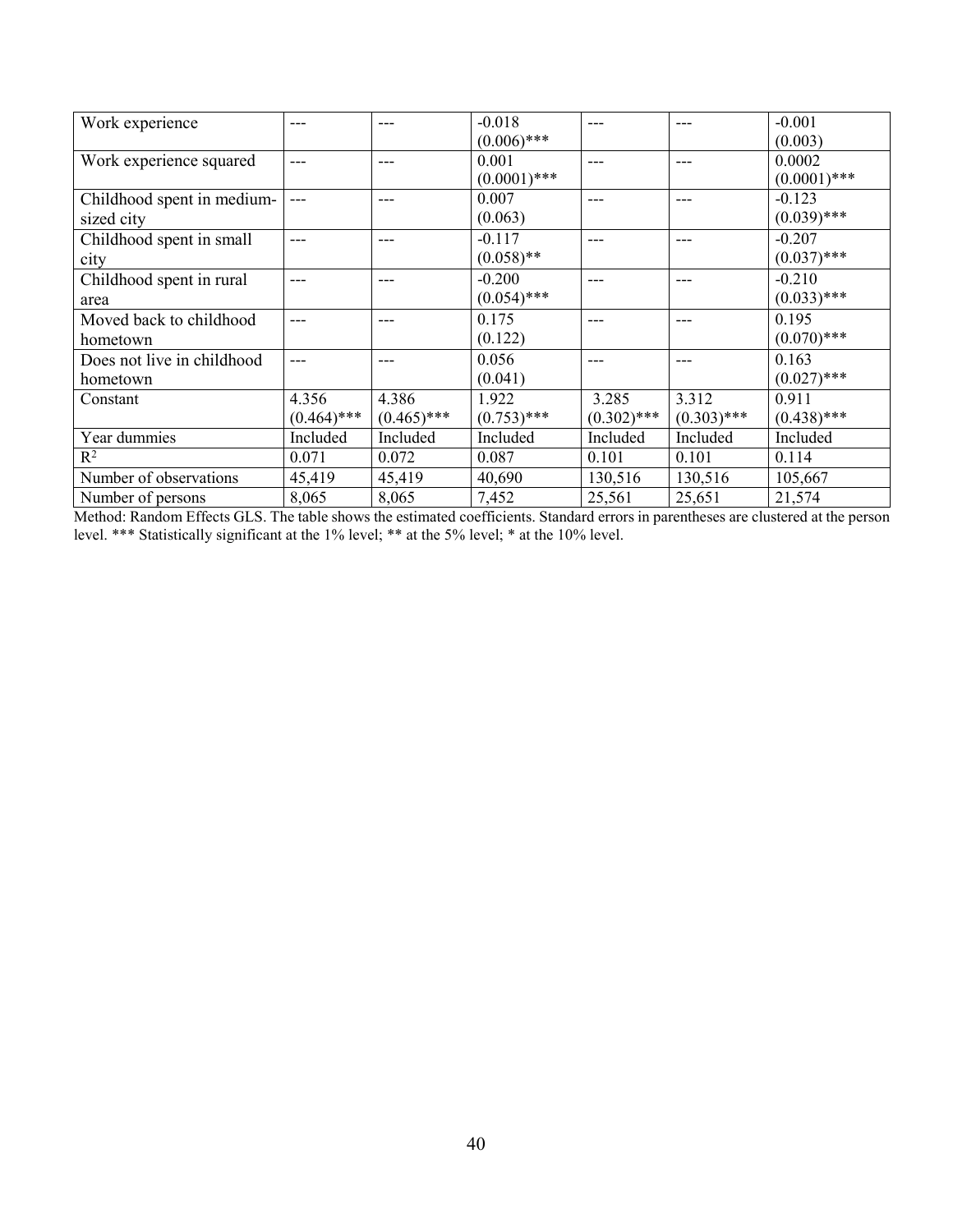| | | | | | | |
|---|---|---|---|---|---|---|
| Work experience | --- | --- | -0.018 (0.006)*** | --- | --- | -0.001 (0.003) |
| Work experience squared | --- | --- | 0.001 (0.0001)*** | --- | --- | 0.0002 (0.0001)*** |
| Childhood spent in medium-sized city | --- | --- | 0.007 (0.063) | --- | --- | -0.123 (0.039)*** |
| Childhood spent in small city | --- | --- | -0.117 (0.058)** | --- | --- | -0.207 (0.037)*** |
| Childhood spent in rural area | --- | --- | -0.200 (0.054)*** | --- | --- | -0.210 (0.033)*** |
| Moved back to childhood hometown | --- | --- | 0.175 (0.122) | --- | --- | 0.195 (0.070)*** |
| Does not live in childhood hometown | --- | --- | 0.056 (0.041) | --- | --- | 0.163 (0.027)*** |
| Constant | 4.356 (0.464)*** | 4.386 (0.465)*** | 1.922 (0.753)*** | 3.285 (0.302)*** | 3.312 (0.303)*** | 0.911 (0.438)*** |
| Year dummies | Included | Included | Included | Included | Included | Included |
| $R^2$ | 0.071 | 0.072 | 0.087 | 0.101 | 0.101 | 0.114 |
| Number of observations | 45,419 | 45,419 | 40,690 | 130,516 | 130,516 | 105,667 |
| Number of persons | 8,065 | 8,065 | 7,452 | 25,561 | 25,651 | 21,574 |

Method: Random Effects GLS. The table shows the estimated coefficients. Standard errors in parentheses are clustered at the person level. *** Statistically significant at the 1% level; ** at the 5% level; * at the 10% level.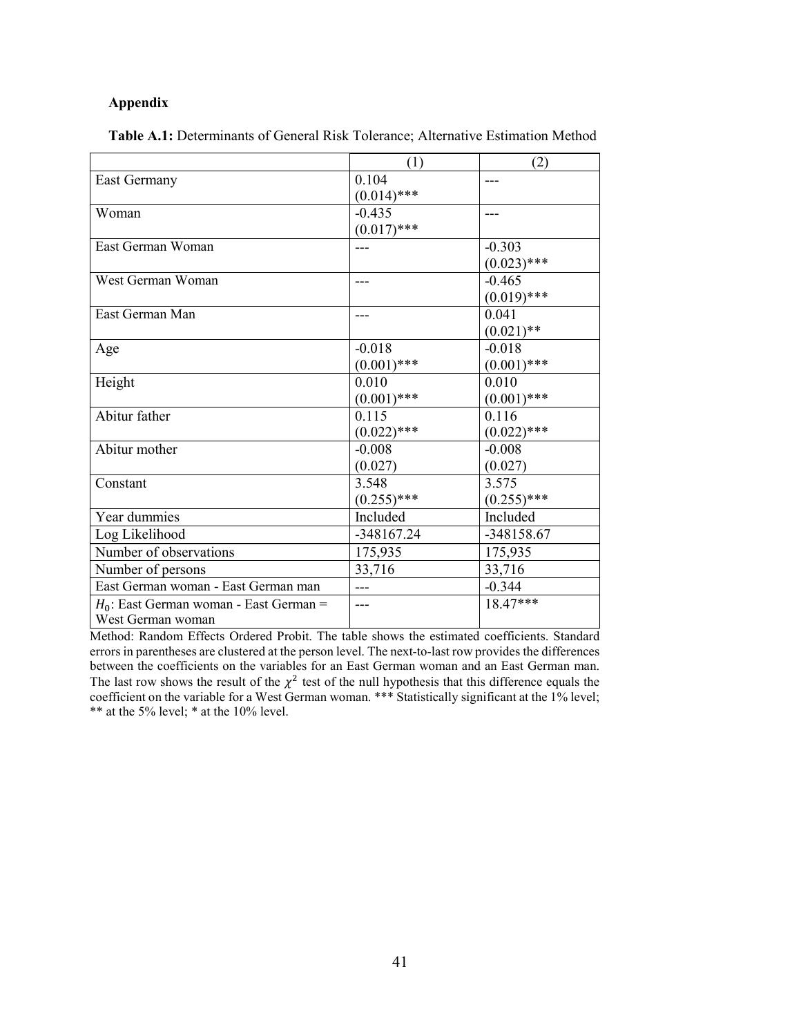**Appendix**

**Table A.1:** Determinants of General Risk Tolerance; Alternative Estimation Method

| | (1) | (2) |
|---|---|---|
| East Germany | 0.104<br>(0.014)*** | --- |
| Woman | -0.435<br>(0.017)*** | --- |
| East German Woman | --- | -0.303<br>(0.023)*** |
| West German Woman | --- | -0.465<br>(0.019)*** |
| East German Man | --- | 0.041<br>(0.021)** |
| Age | -0.018<br>(0.001)*** | -0.018<br>(0.001)*** |
| Height | 0.010<br>(0.001)*** | 0.010<br>(0.001)*** |
| Abitur father | 0.115<br>(0.022)*** | 0.116<br>(0.022)*** |
| Abitur mother | -0.008<br>(0.027) | -0.008<br>(0.027) |
| Constant | 3.548<br>(0.255)*** | 3.575<br>(0.255)*** |
| Year dummies | Included | Included |
| Log Likelihood | -348167.24 | -348158.67 |
| Number of observations | 175,935 | 175,935 |
| Number of persons | 33,716 | 33,716 |
| East German woman - East German man | --- | -0.344 |
| $H_0$: East German woman - East German = West German woman | --- | 18.47*** |

Method: Random Effects Ordered Probit. The table shows the estimated coefficients. Standard errors in parentheses are clustered at the person level. The next-to-last row provides the differences between the coefficients on the variables for an East German woman and an East German man. The last row shows the result of the $\chi^2$ test of the null hypothesis that this difference equals the coefficient on the variable for a West German woman. *** Statistically significant at the 1% level; ** at the 5% level; * at the 10% level.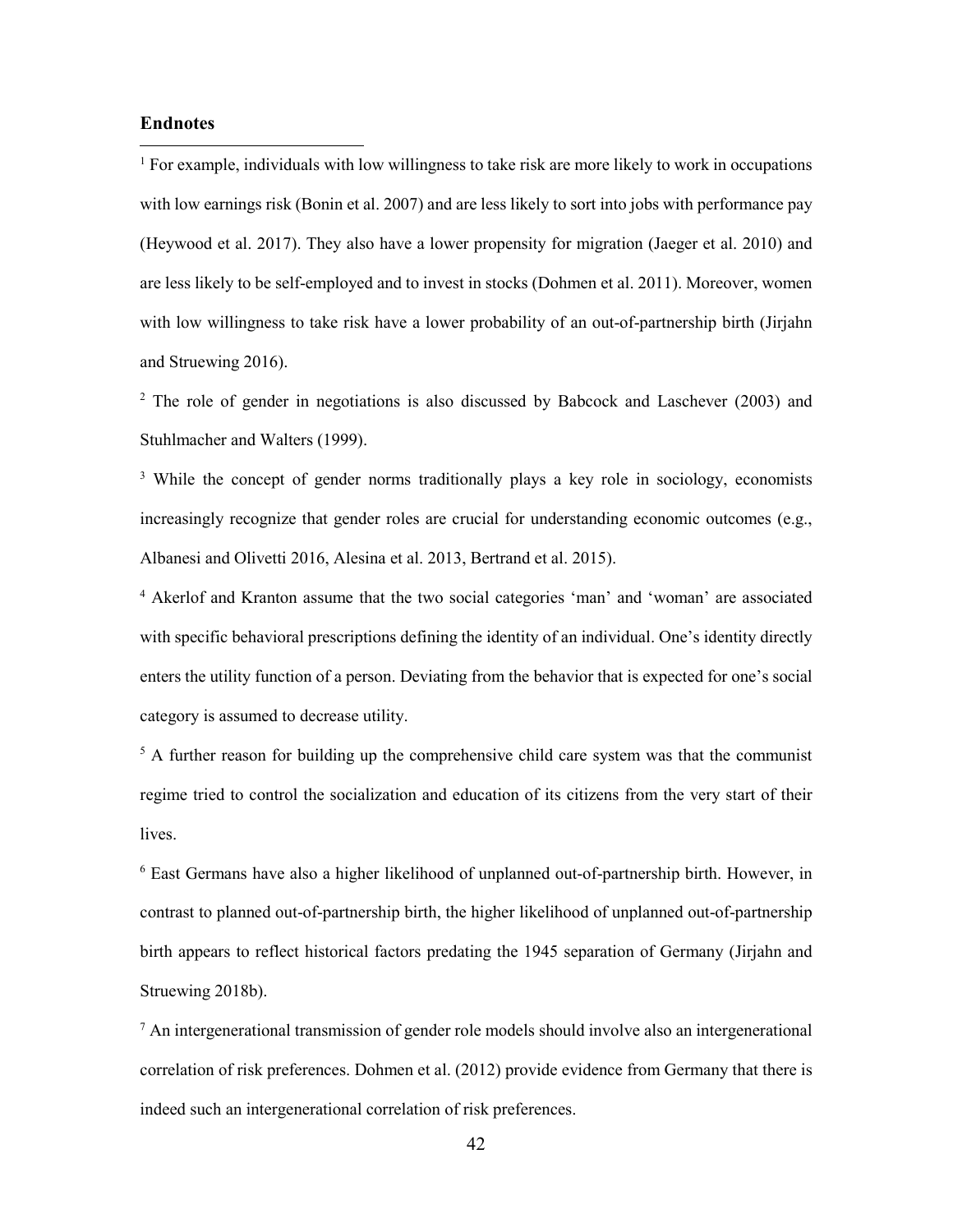## Endnotes

[1] For example, individuals with low willingness to take risk are more likely to work in occupations with low earnings risk (Bonin et al. 2007) and are less likely to sort into jobs with performance pay (Heywood et al. 2017). They also have a lower propensity for migration (Jaeger et al. 2010) and are less likely to be self-employed and to invest in stocks (Dohmen et al. 2011). Moreover, women with low willingness to take risk have a lower probability of an out-of-partnership birth (Jirjahn and Struewing 2016).

[2] The role of gender in negotiations is also discussed by Babcock and Laschever (2003) and Stuhlmacher and Walters (1999).

[3] While the concept of gender norms traditionally plays a key role in sociology, economists increasingly recognize that gender roles are crucial for understanding economic outcomes (e.g., Albanesi and Olivetti 2016, Alesina et al. 2013, Bertrand et al. 2015).

[4] Akerlof and Kranton assume that the two social categories 'man' and 'woman' are associated with specific behavioral prescriptions defining the identity of an individual. One's identity directly enters the utility function of a person. Deviating from the behavior that is expected for one's social category is assumed to decrease utility.

[5] A further reason for building up the comprehensive child care system was that the communist regime tried to control the socialization and education of its citizens from the very start of their lives.

[6] East Germans have also a higher likelihood of unplanned out-of-partnership birth. However, in contrast to planned out-of-partnership birth, the higher likelihood of unplanned out-of-partnership birth appears to reflect historical factors predating the 1945 separation of Germany (Jirjahn and Struewing 2018b).

[7] An intergenerational transmission of gender role models should involve also an intergenerational correlation of risk preferences. Dohmen et al. (2012) provide evidence from Germany that there is indeed such an intergenerational correlation of risk preferences.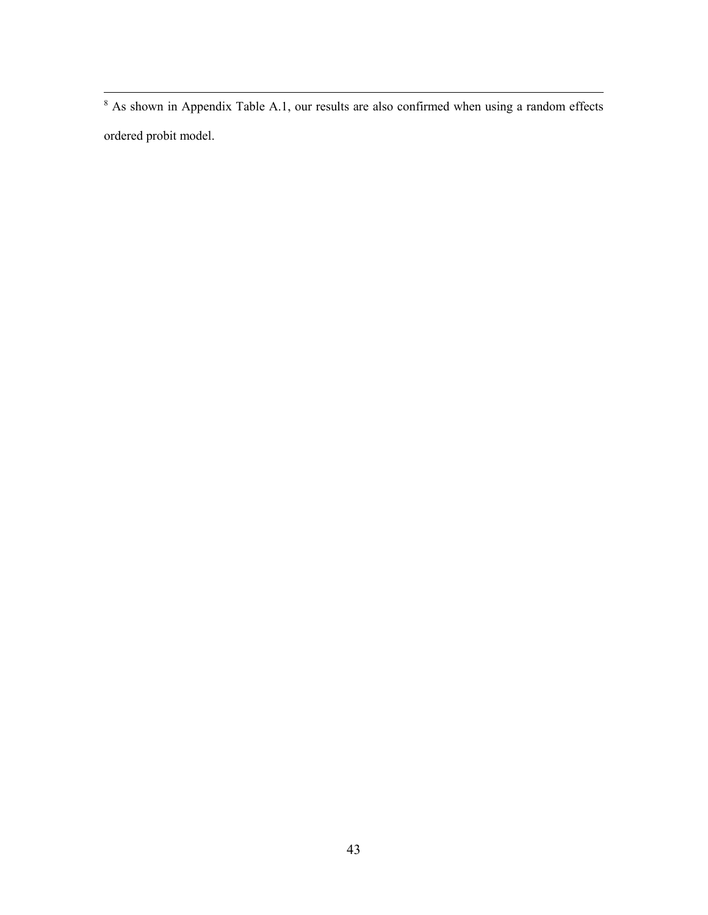[8] As shown in Appendix Table A.1, our results are also confirmed when using a random effects ordered probit model.